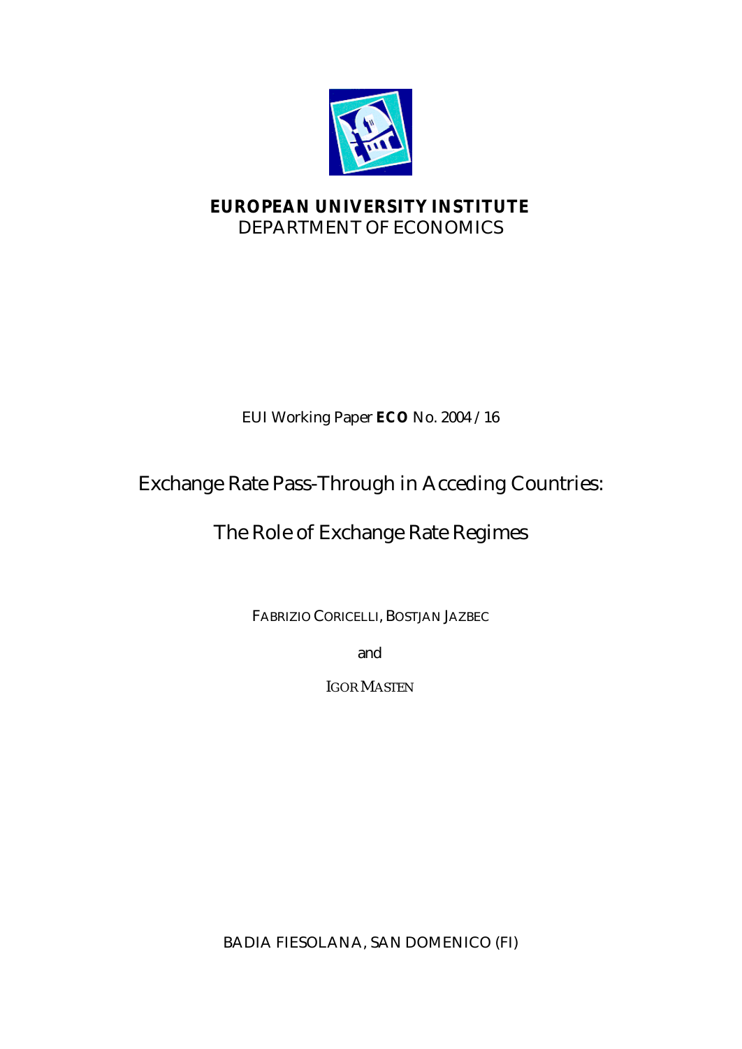**EUROPEAN UNIVERSITY INSTITUTE**
DEPARTMENT OF ECONOMICS

EUI Working Paper **ECO** No. 2004 /16

# Exchange Rate Pass-Through in Acceding Countries:

# The Role of Exchange Rate Regimes

FABRIZIO CORICELLI, BOSTJAN JAZBEC

and

IGOR MASTEN

BADIA FIESOLANA, SAN DOMENICO (FI)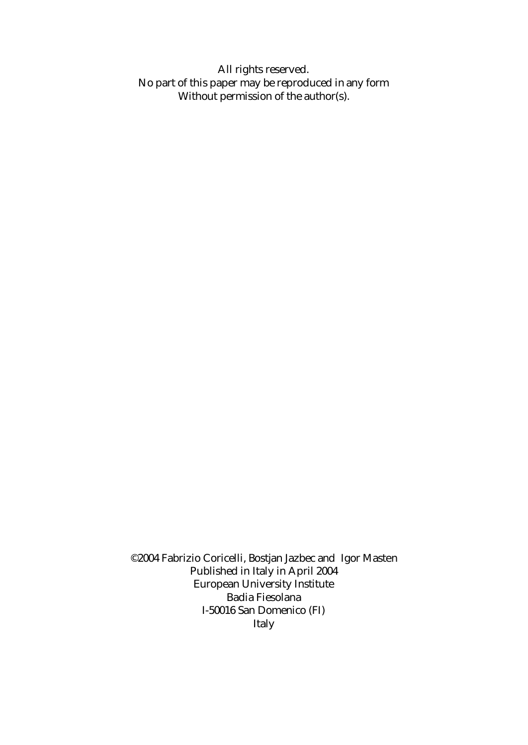All rights reserved.
No part of this paper may be reproduced in any form
Without permission of the author(s).

©2004 Fabrizio Coricelli, Bostjan Jazbec and Igor Masten
Published in Italy in April 2004
European University Institute
Badia Fiesolana
I-50016 San Domenico (FI)
Italy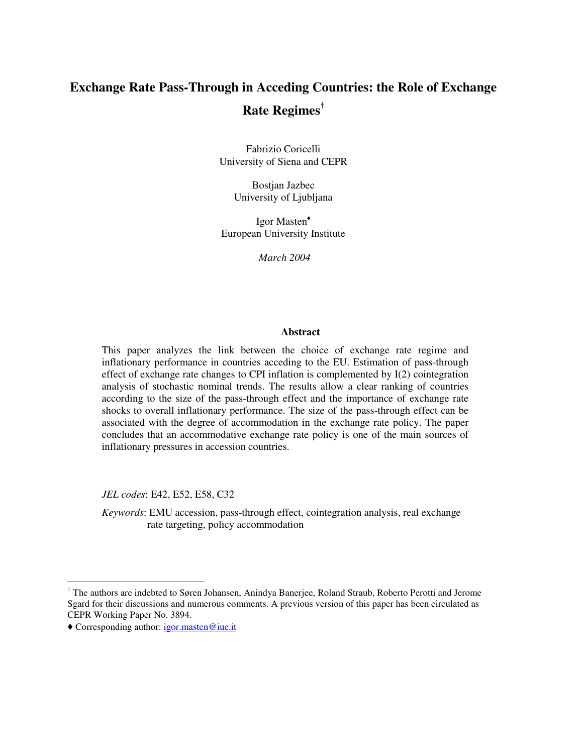# Exchange Rate Pass-Through in Acceding Countries: the Role of Exchange Rate Regimes[†]

Fabrizio Coricelli  
University of Siena and CEPR

Bostjan Jazbec  
University of Ljubljana

Igor Masten[♦]  
European University Institute

*March 2004*

## Abstract

This paper analyzes the link between the choice of exchange rate regime and inflationary performance in countries acceding to the EU. Estimation of pass-through effect of exchange rate changes to CPI inflation is complemented by I(2) cointegration analysis of stochastic nominal trends. The results allow a clear ranking of countries according to the size of the pass-through effect and the importance of exchange rate shocks to overall inflationary performance. The size of the pass-through effect can be associated with the degree of accommodation in the exchange rate policy. The paper concludes that an accommodative exchange rate policy is one of the main sources of inflationary pressures in accession countries.

*JEL codes*: E42, E52, E58, C32

*Keywords*: EMU accession, pass-through effect, cointegration analysis, real exchange rate targeting, policy accommodation

---

[†] The authors are indebted to Søren Johansen, Anindya Banerjee, Roland Straub, Roberto Perotti and Jerome Sgard for their discussions and numerous comments. A previous version of this paper has been circulated as CEPR Working Paper No. 3894.

[♦] Corresponding author: igor.masten@iue.it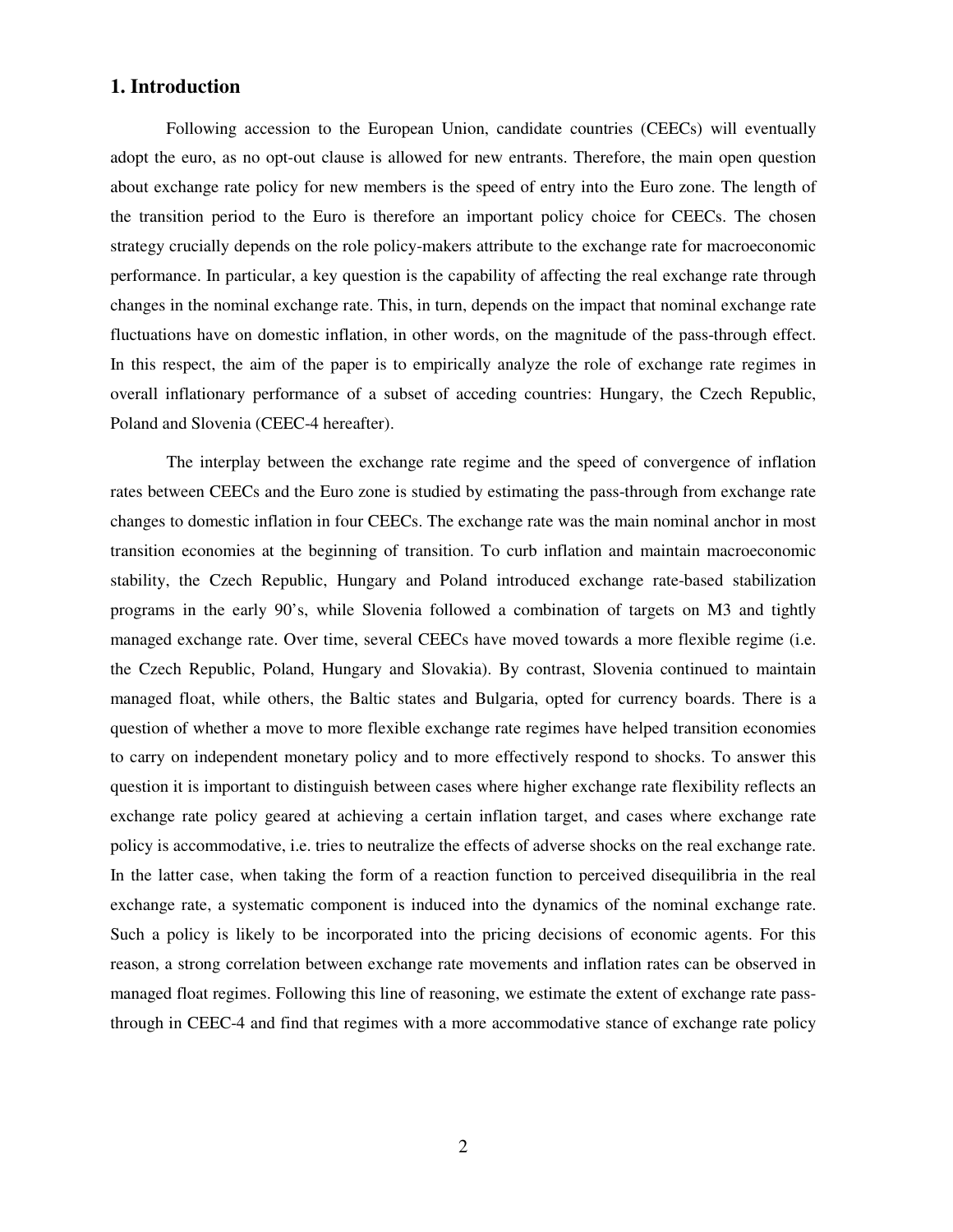## 1. Introduction

Following accession to the European Union, candidate countries (CEECs) will eventually adopt the euro, as no opt-out clause is allowed for new entrants. Therefore, the main open question about exchange rate policy for new members is the speed of entry into the Euro zone. The length of the transition period to the Euro is therefore an important policy choice for CEECs. The chosen strategy crucially depends on the role policy-makers attribute to the exchange rate for macroeconomic performance. In particular, a key question is the capability of affecting the real exchange rate through changes in the nominal exchange rate. This, in turn, depends on the impact that nominal exchange rate fluctuations have on domestic inflation, in other words, on the magnitude of the pass-through effect. In this respect, the aim of the paper is to empirically analyze the role of exchange rate regimes in overall inflationary performance of a subset of acceding countries: Hungary, the Czech Republic, Poland and Slovenia (CEEC-4 hereafter).

The interplay between the exchange rate regime and the speed of convergence of inflation rates between CEECs and the Euro zone is studied by estimating the pass-through from exchange rate changes to domestic inflation in four CEECs. The exchange rate was the main nominal anchor in most transition economies at the beginning of transition. To curb inflation and maintain macroeconomic stability, the Czech Republic, Hungary and Poland introduced exchange rate-based stabilization programs in the early 90's, while Slovenia followed a combination of targets on M3 and tightly managed exchange rate. Over time, several CEECs have moved towards a more flexible regime (i.e. the Czech Republic, Poland, Hungary and Slovakia). By contrast, Slovenia continued to maintain managed float, while others, the Baltic states and Bulgaria, opted for currency boards. There is a question of whether a move to more flexible exchange rate regimes have helped transition economies to carry on independent monetary policy and to more effectively respond to shocks. To answer this question it is important to distinguish between cases where higher exchange rate flexibility reflects an exchange rate policy geared at achieving a certain inflation target, and cases where exchange rate policy is accommodative, i.e. tries to neutralize the effects of adverse shocks on the real exchange rate. In the latter case, when taking the form of a reaction function to perceived disequilibria in the real exchange rate, a systematic component is induced into the dynamics of the nominal exchange rate. Such a policy is likely to be incorporated into the pricing decisions of economic agents. For this reason, a strong correlation between exchange rate movements and inflation rates can be observed in managed float regimes. Following this line of reasoning, we estimate the extent of exchange rate pass-through in CEEC-4 and find that regimes with a more accommodative stance of exchange rate policy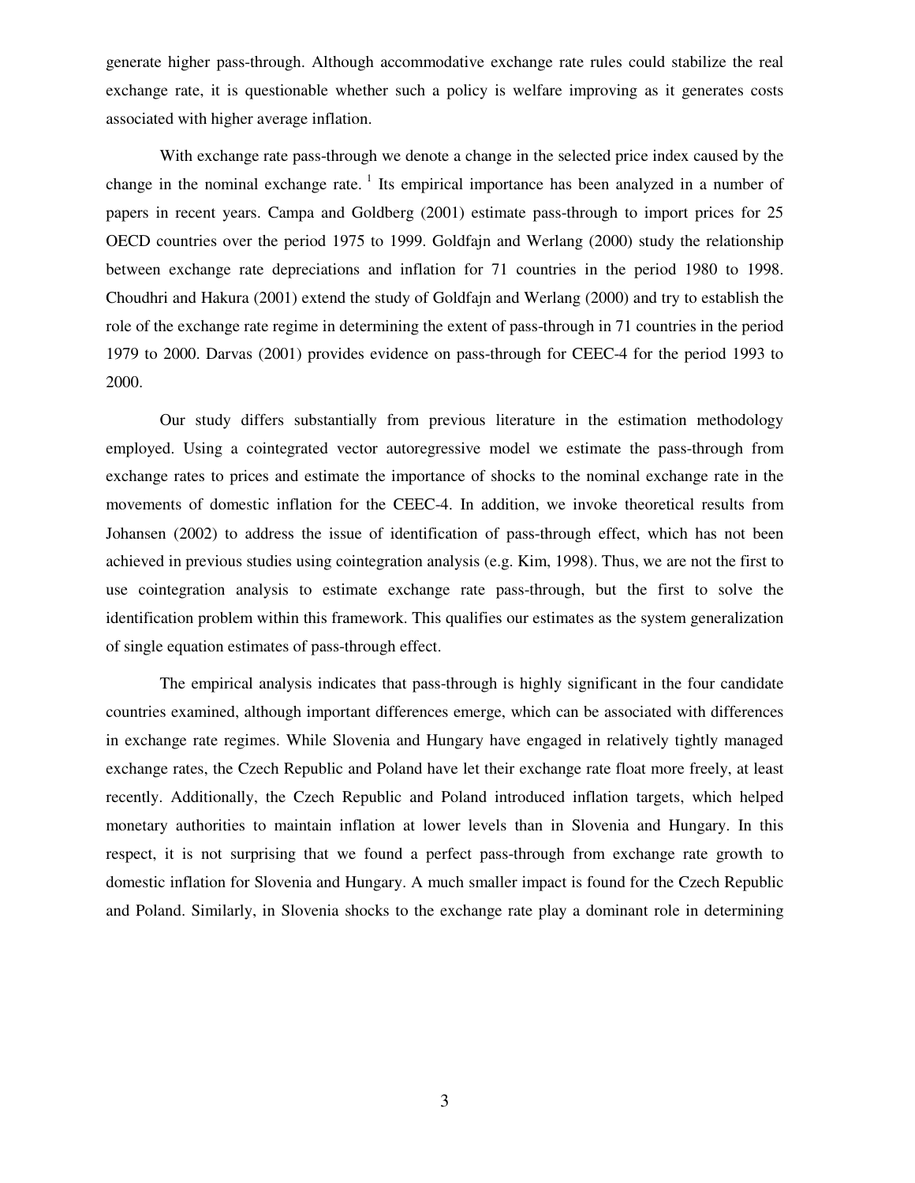generate higher pass-through. Although accommodative exchange rate rules could stabilize the real exchange rate, it is questionable whether such a policy is welfare improving as it generates costs associated with higher average inflation.

With exchange rate pass-through we denote a change in the selected price index caused by the change in the nominal exchange rate. [1] Its empirical importance has been analyzed in a number of papers in recent years. Campa and Goldberg (2001) estimate pass-through to import prices for 25 OECD countries over the period 1975 to 1999. Goldfajn and Werlang (2000) study the relationship between exchange rate depreciations and inflation for 71 countries in the period 1980 to 1998. Choudhri and Hakura (2001) extend the study of Goldfajn and Werlang (2000) and try to establish the role of the exchange rate regime in determining the extent of pass-through in 71 countries in the period 1979 to 2000. Darvas (2001) provides evidence on pass-through for CEEC-4 for the period 1993 to 2000.

Our study differs substantially from previous literature in the estimation methodology employed. Using a cointegrated vector autoregressive model we estimate the pass-through from exchange rates to prices and estimate the importance of shocks to the nominal exchange rate in the movements of domestic inflation for the CEEC-4. In addition, we invoke theoretical results from Johansen (2002) to address the issue of identification of pass-through effect, which has not been achieved in previous studies using cointegration analysis (e.g. Kim, 1998). Thus, we are not the first to use cointegration analysis to estimate exchange rate pass-through, but the first to solve the identification problem within this framework. This qualifies our estimates as the system generalization of single equation estimates of pass-through effect.

The empirical analysis indicates that pass-through is highly significant in the four candidate countries examined, although important differences emerge, which can be associated with differences in exchange rate regimes. While Slovenia and Hungary have engaged in relatively tightly managed exchange rates, the Czech Republic and Poland have let their exchange rate float more freely, at least recently. Additionally, the Czech Republic and Poland introduced inflation targets, which helped monetary authorities to maintain inflation at lower levels than in Slovenia and Hungary. In this respect, it is not surprising that we found a perfect pass-through from exchange rate growth to domestic inflation for Slovenia and Hungary. A much smaller impact is found for the Czech Republic and Poland. Similarly, in Slovenia shocks to the exchange rate play a dominant role in determining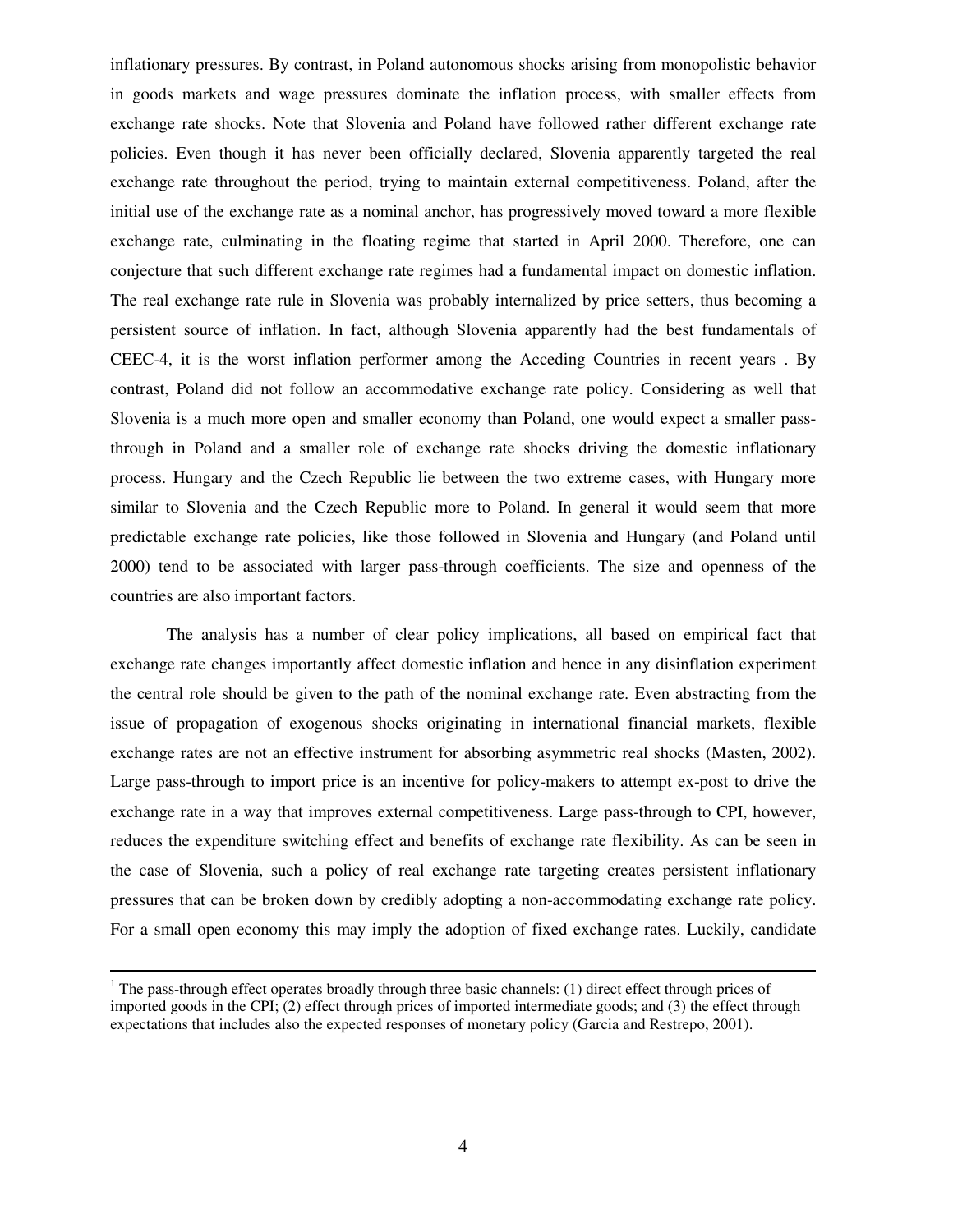inflationary pressures. By contrast, in Poland autonomous shocks arising from monopolistic behavior in goods markets and wage pressures dominate the inflation process, with smaller effects from exchange rate shocks. Note that Slovenia and Poland have followed rather different exchange rate policies. Even though it has never been officially declared, Slovenia apparently targeted the real exchange rate throughout the period, trying to maintain external competitiveness. Poland, after the initial use of the exchange rate as a nominal anchor, has progressively moved toward a more flexible exchange rate, culminating in the floating regime that started in April 2000. Therefore, one can conjecture that such different exchange rate regimes had a fundamental impact on domestic inflation. The real exchange rate rule in Slovenia was probably internalized by price setters, thus becoming a persistent source of inflation. In fact, although Slovenia apparently had the best fundamentals of CEEC-4, it is the worst inflation performer among the Acceding Countries in recent years . By contrast, Poland did not follow an accommodative exchange rate policy. Considering as well that Slovenia is a much more open and smaller economy than Poland, one would expect a smaller pass-through in Poland and a smaller role of exchange rate shocks driving the domestic inflationary process. Hungary and the Czech Republic lie between the two extreme cases, with Hungary more similar to Slovenia and the Czech Republic more to Poland. In general it would seem that more predictable exchange rate policies, like those followed in Slovenia and Hungary (and Poland until 2000) tend to be associated with larger pass-through coefficients. The size and openness of the countries are also important factors.

The analysis has a number of clear policy implications, all based on empirical fact that exchange rate changes importantly affect domestic inflation and hence in any disinflation experiment the central role should be given to the path of the nominal exchange rate. Even abstracting from the issue of propagation of exogenous shocks originating in international financial markets, flexible exchange rates are not an effective instrument for absorbing asymmetric real shocks (Masten, 2002). Large pass-through to import price is an incentive for policy-makers to attempt ex-post to drive the exchange rate in a way that improves external competitiveness. Large pass-through to CPI, however, reduces the expenditure switching effect and benefits of exchange rate flexibility. As can be seen in the case of Slovenia, such a policy of real exchange rate targeting creates persistent inflationary pressures that can be broken down by credibly adopting a non-accommodating exchange rate policy. For a small open economy this may imply the adoption of fixed exchange rates. Luckily, candidate

---

[1] The pass-through effect operates broadly through three basic channels: (1) direct effect through prices of imported goods in the CPI; (2) effect through prices of imported intermediate goods; and (3) the effect through expectations that includes also the expected responses of monetary policy (Garcia and Restrepo, 2001).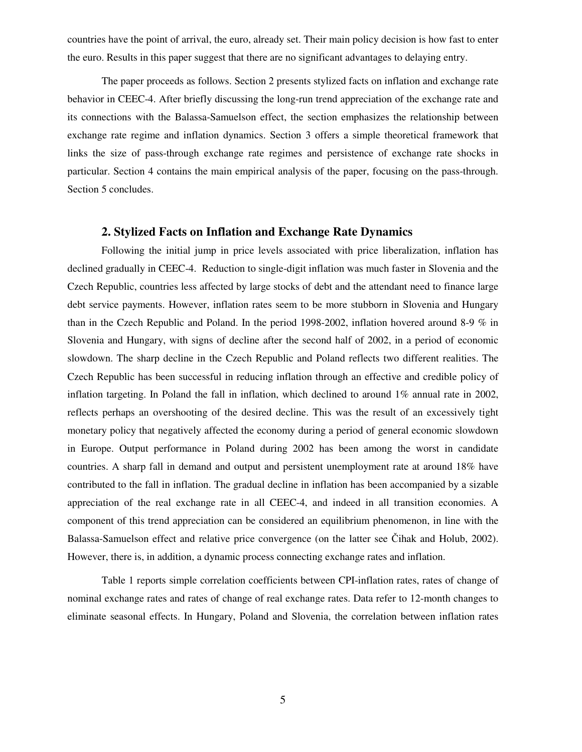countries have the point of arrival, the euro, already set. Their main policy decision is how fast to enter the euro. Results in this paper suggest that there are no significant advantages to delaying entry.

The paper proceeds as follows. Section 2 presents stylized facts on inflation and exchange rate behavior in CEEC-4. After briefly discussing the long-run trend appreciation of the exchange rate and its connections with the Balassa-Samuelson effect, the section emphasizes the relationship between exchange rate regime and inflation dynamics. Section 3 offers a simple theoretical framework that links the size of pass-through exchange rate regimes and persistence of exchange rate shocks in particular. Section 4 contains the main empirical analysis of the paper, focusing on the pass-through. Section 5 concludes.

## 2. Stylized Facts on Inflation and Exchange Rate Dynamics

Following the initial jump in price levels associated with price liberalization, inflation has declined gradually in CEEC-4. Reduction to single-digit inflation was much faster in Slovenia and the Czech Republic, countries less affected by large stocks of debt and the attendant need to finance large debt service payments. However, inflation rates seem to be more stubborn in Slovenia and Hungary than in the Czech Republic and Poland. In the period 1998-2002, inflation hovered around 8-9 % in Slovenia and Hungary, with signs of decline after the second half of 2002, in a period of economic slowdown. The sharp decline in the Czech Republic and Poland reflects two different realities. The Czech Republic has been successful in reducing inflation through an effective and credible policy of inflation targeting. In Poland the fall in inflation, which declined to around 1% annual rate in 2002, reflects perhaps an overshooting of the desired decline. This was the result of an excessively tight monetary policy that negatively affected the economy during a period of general economic slowdown in Europe. Output performance in Poland during 2002 has been among the worst in candidate countries. A sharp fall in demand and output and persistent unemployment rate at around 18% have contributed to the fall in inflation. The gradual decline in inflation has been accompanied by a sizable appreciation of the real exchange rate in all CEEC-4, and indeed in all transition economies. A component of this trend appreciation can be considered an equilibrium phenomenon, in line with the Balassa-Samuelson effect and relative price convergence (on the latter see Čihak and Holub, 2002). However, there is, in addition, a dynamic process connecting exchange rates and inflation.

Table 1 reports simple correlation coefficients between CPI-inflation rates, rates of change of nominal exchange rates and rates of change of real exchange rates. Data refer to 12-month changes to eliminate seasonal effects. In Hungary, Poland and Slovenia, the correlation between inflation rates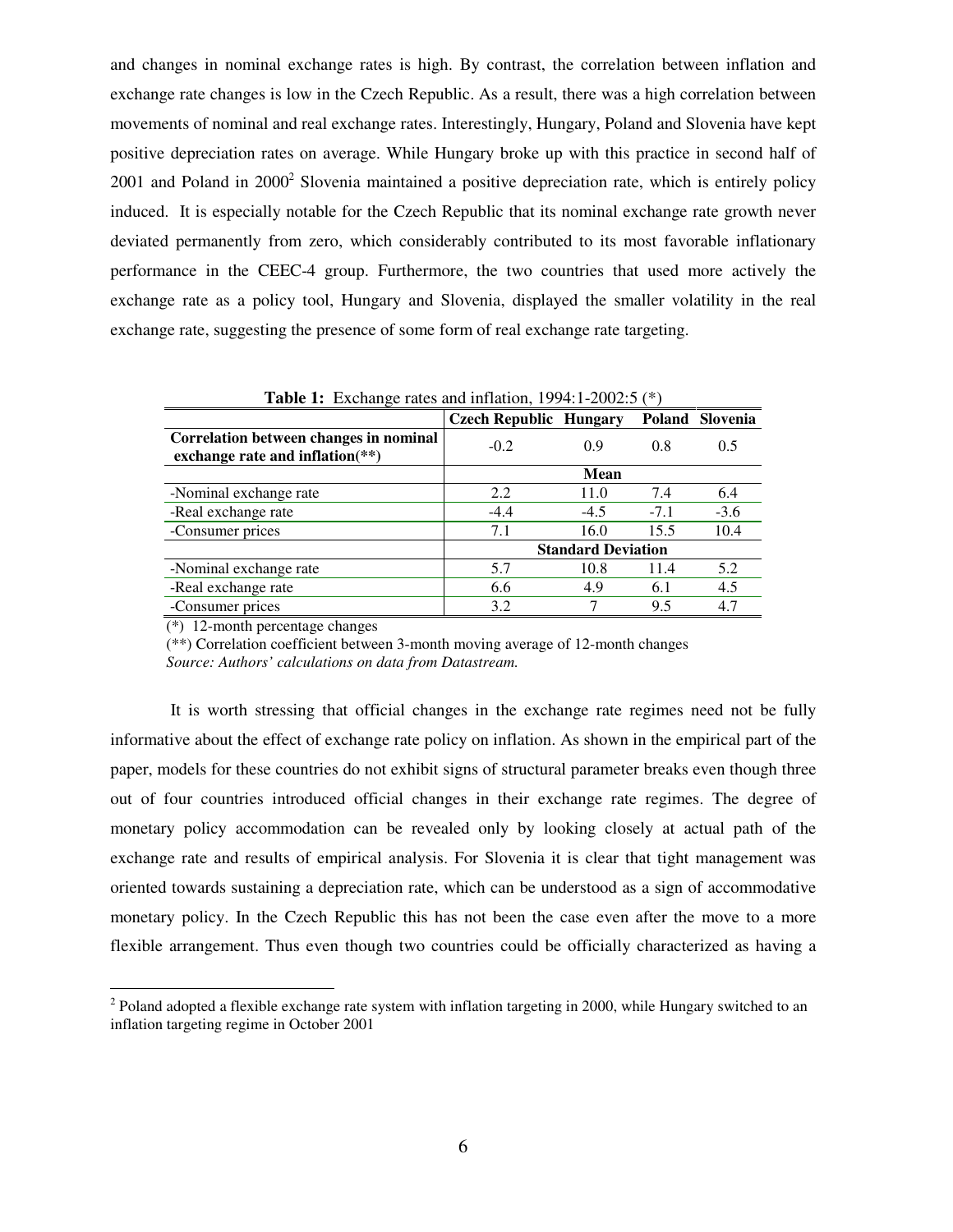and changes in nominal exchange rates is high. By contrast, the correlation between inflation and exchange rate changes is low in the Czech Republic. As a result, there was a high correlation between movements of nominal and real exchange rates. Interestingly, Hungary, Poland and Slovenia have kept positive depreciation rates on average. While Hungary broke up with this practice in second half of 2001 and Poland in 2000[2] Slovenia maintained a positive depreciation rate, which is entirely policy induced. It is especially notable for the Czech Republic that its nominal exchange rate growth never deviated permanently from zero, which considerably contributed to its most favorable inflationary performance in the CEEC-4 group. Furthermore, the two countries that used more actively the exchange rate as a policy tool, Hungary and Slovenia, displayed the smaller volatility in the real exchange rate, suggesting the presence of some form of real exchange rate targeting.

**Table 1:** Exchange rates and inflation, 1994:1-2002:5 (*)

| | Czech Republic | Hungary | Poland | Slovenia |
|---|---|---|---|---|
| **Correlation between changes in nominal exchange rate and inflation(**)** | -0.2 | 0.9 | 0.8 | 0.5 |
| | **Mean** | | | |
| -Nominal exchange rate | 2.2 | 11.0 | 7.4 | 6.4 |
| -Real exchange rate | -4.4 | -4.5 | -7.1 | -3.6 |
| -Consumer prices | 7.1 | 16.0 | 15.5 | 10.4 |
| | **Standard Deviation** | | | |
| -Nominal exchange rate | 5.7 | 10.8 | 11.4 | 5.2 |
| -Real exchange rate | 6.6 | 4.9 | 6.1 | 4.5 |
| -Consumer prices | 3.2 | 7 | 9.5 | 4.7 |

(*) 12-month percentage changes

(**) Correlation coefficient between 3-month moving average of 12-month changes

*Source: Authors' calculations on data from Datastream.*

It is worth stressing that official changes in the exchange rate regimes need not be fully informative about the effect of exchange rate policy on inflation. As shown in the empirical part of the paper, models for these countries do not exhibit signs of structural parameter breaks even though three out of four countries introduced official changes in their exchange rate regimes. The degree of monetary policy accommodation can be revealed only by looking closely at actual path of the exchange rate and results of empirical analysis. For Slovenia it is clear that tight management was oriented towards sustaining a depreciation rate, which can be understood as a sign of accommodative monetary policy. In the Czech Republic this has not been the case even after the move to a more flexible arrangement. Thus even though two countries could be officially characterized as having a

[2] Poland adopted a flexible exchange rate system with inflation targeting in 2000, while Hungary switched to an inflation targeting regime in October 2001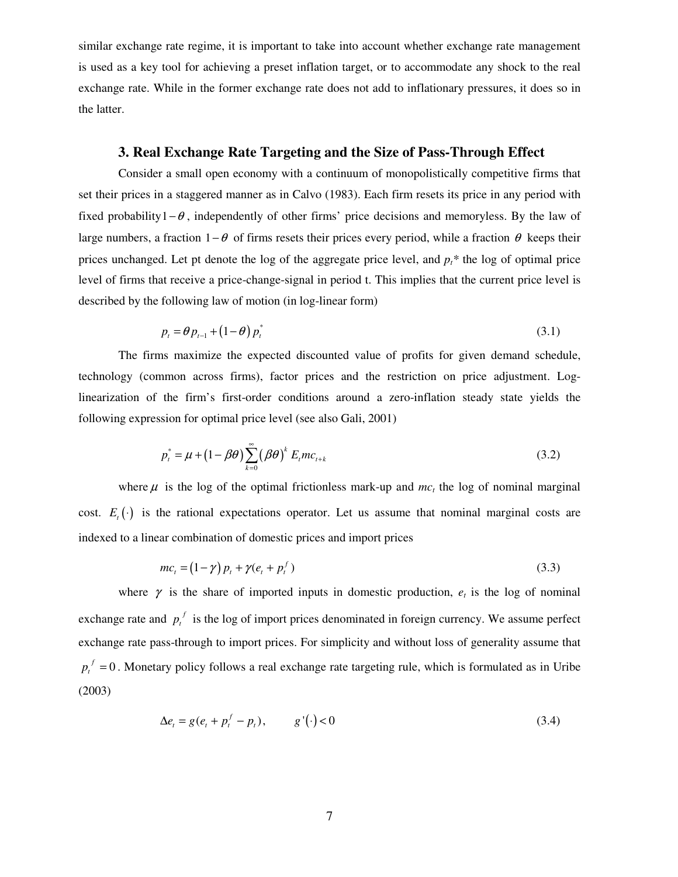similar exchange rate regime, it is important to take into account whether exchange rate management is used as a key tool for achieving a preset inflation target, or to accommodate any shock to the real exchange rate. While in the former exchange rate does not add to inflationary pressures, it does so in the latter.

### 3. Real Exchange Rate Targeting and the Size of Pass-Through Effect

Consider a small open economy with a continuum of monopolistically competitive firms that set their prices in a staggered manner as in Calvo (1983). Each firm resets its price in any period with fixed probability $1-\theta$, independently of other firms' price decisions and memoryless. By the law of large numbers, a fraction $1-\theta$ of firms resets their prices every period, while a fraction $\theta$ keeps their prices unchanged. Let pt denote the log of the aggregate price level, and $p_t$* the log of optimal price level of firms that receive a price-change-signal in period t. This implies that the current price level is described by the following law of motion (in log-linear form)

$$p_t = \theta p_{t-1} + (1-\theta) p_t^* \tag{3.1}$$

The firms maximize the expected discounted value of profits for given demand schedule, technology (common across firms), factor prices and the restriction on price adjustment. Log-linearization of the firm's first-order conditions around a zero-inflation steady state yields the following expression for optimal price level (see also Gali, 2001)

$$p_t^* = \mu + (1-\beta\theta) \sum_{k=0}^{\infty} (\beta\theta)^k E_t mc_{t+k} \tag{3.2}$$

where $\mu$ is the log of the optimal frictionless mark-up and $mc_t$ the log of nominal marginal cost. $E_t(\cdot)$ is the rational expectations operator. Let us assume that nominal marginal costs are indexed to a linear combination of domestic prices and import prices

$$mc_t = (1-\gamma) p_t + \gamma(e_t + p_t^f) \tag{3.3}$$

where $\gamma$ is the share of imported inputs in domestic production, $e_t$ is the log of nominal exchange rate and $p_t^f$ is the log of import prices denominated in foreign currency. We assume perfect exchange rate pass-through to import prices. For simplicity and without loss of generality assume that $p_t^f = 0$. Monetary policy follows a real exchange rate targeting rule, which is formulated as in Uribe (2003)

$$\Delta e_t = g(e_t + p_t^f - p_t), \qquad g'(\cdot) < 0 \tag{3.4}$$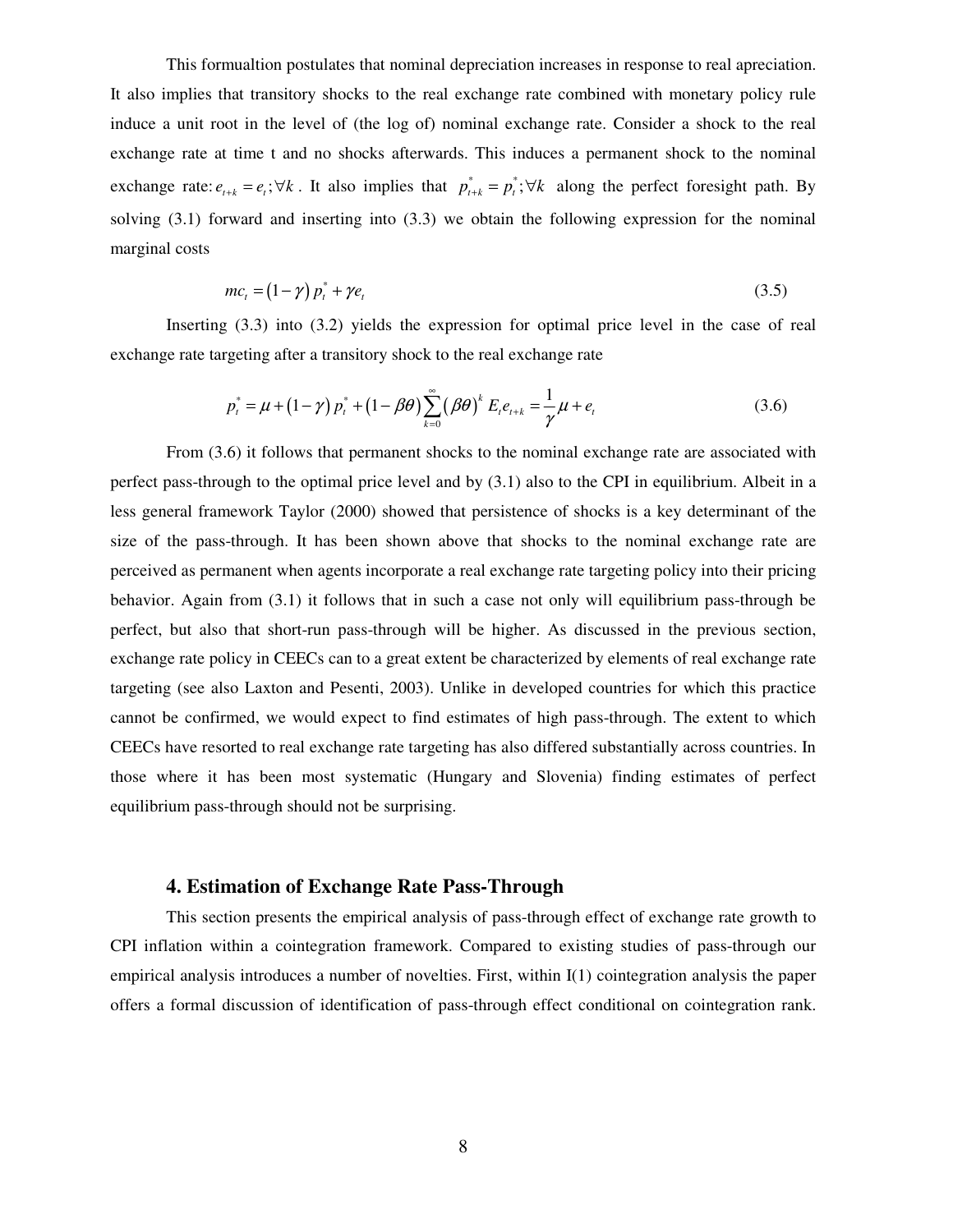This formualtion postulates that nominal depreciation increases in response to real apreciation. It also implies that transitory shocks to the real exchange rate combined with monetary policy rule induce a unit root in the level of (the log of) nominal exchange rate. Consider a shock to the real exchange rate at time t and no shocks afterwards. This induces a permanent shock to the nominal exchange rate: $e_{t+k} = e_t; \forall k$. It also implies that $p^*_{t+k} = p^*_t; \forall k$ along the perfect foresight path. By solving (3.1) forward and inserting into (3.3) we obtain the following expression for the nominal marginal costs

$$mc_t = (1-\gamma)\, p^*_t + \gamma e_t \tag{3.5}$$

Inserting (3.3) into (3.2) yields the expression for optimal price level in the case of real exchange rate targeting after a transitory shock to the real exchange rate

$$p^*_t = \mu + (1-\gamma)\, p^*_t + (1-\beta\theta)\sum_{k=0}^{\infty}(\beta\theta)^k\, E_t e_{t+k} = \frac{1}{\gamma}\mu + e_t \tag{3.6}$$

From (3.6) it follows that permanent shocks to the nominal exchange rate are associated with perfect pass-through to the optimal price level and by (3.1) also to the CPI in equilibrium. Albeit in a less general framework Taylor (2000) showed that persistence of shocks is a key determinant of the size of the pass-through. It has been shown above that shocks to the nominal exchange rate are perceived as permanent when agents incorporate a real exchange rate targeting policy into their pricing behavior. Again from (3.1) it follows that in such a case not only will equilibrium pass-through be perfect, but also that short-run pass-through will be higher. As discussed in the previous section, exchange rate policy in CEECs can to a great extent be characterized by elements of real exchange rate targeting (see also Laxton and Pesenti, 2003). Unlike in developed countries for which this practice cannot be confirmed, we would expect to find estimates of high pass-through. The extent to which CEECs have resorted to real exchange rate targeting has also differed substantially across countries. In those where it has been most systematic (Hungary and Slovenia) finding estimates of perfect equilibrium pass-through should not be surprising.

## 4. Estimation of Exchange Rate Pass-Through

This section presents the empirical analysis of pass-through effect of exchange rate growth to CPI inflation within a cointegration framework. Compared to existing studies of pass-through our empirical analysis introduces a number of novelties. First, within I(1) cointegration analysis the paper offers a formal discussion of identification of pass-through effect conditional on cointegration rank.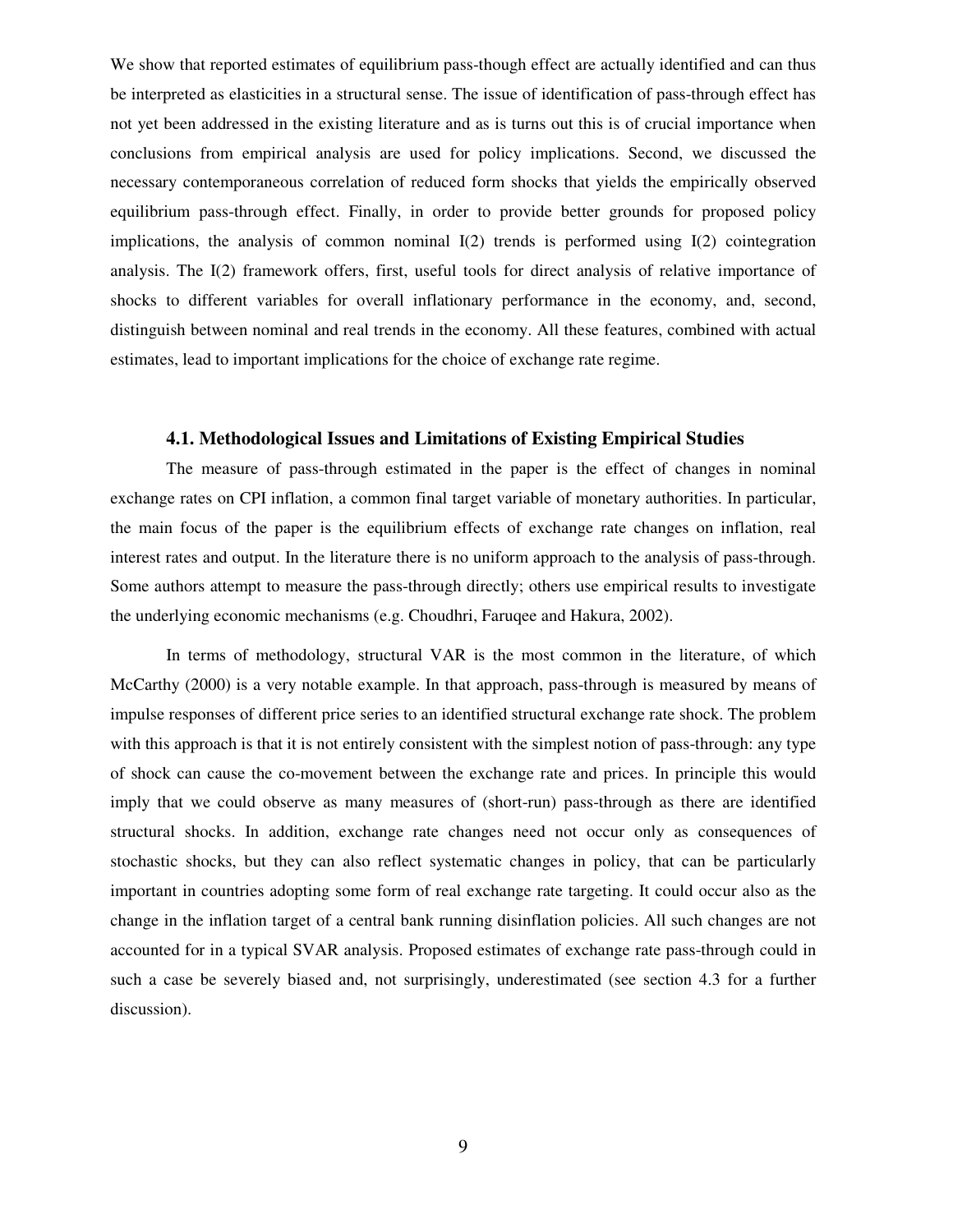We show that reported estimates of equilibrium pass-though effect are actually identified and can thus be interpreted as elasticities in a structural sense. The issue of identification of pass-through effect has not yet been addressed in the existing literature and as is turns out this is of crucial importance when conclusions from empirical analysis are used for policy implications. Second, we discussed the necessary contemporaneous correlation of reduced form shocks that yields the empirically observed equilibrium pass-through effect. Finally, in order to provide better grounds for proposed policy implications, the analysis of common nominal I(2) trends is performed using I(2) cointegration analysis. The I(2) framework offers, first, useful tools for direct analysis of relative importance of shocks to different variables for overall inflationary performance in the economy, and, second, distinguish between nominal and real trends in the economy. All these features, combined with actual estimates, lead to important implications for the choice of exchange rate regime.

### 4.1. Methodological Issues and Limitations of Existing Empirical Studies

The measure of pass-through estimated in the paper is the effect of changes in nominal exchange rates on CPI inflation, a common final target variable of monetary authorities. In particular, the main focus of the paper is the equilibrium effects of exchange rate changes on inflation, real interest rates and output. In the literature there is no uniform approach to the analysis of pass-through. Some authors attempt to measure the pass-through directly; others use empirical results to investigate the underlying economic mechanisms (e.g. Choudhri, Faruqee and Hakura, 2002).

In terms of methodology, structural VAR is the most common in the literature, of which McCarthy (2000) is a very notable example. In that approach, pass-through is measured by means of impulse responses of different price series to an identified structural exchange rate shock. The problem with this approach is that it is not entirely consistent with the simplest notion of pass-through: any type of shock can cause the co-movement between the exchange rate and prices. In principle this would imply that we could observe as many measures of (short-run) pass-through as there are identified structural shocks. In addition, exchange rate changes need not occur only as consequences of stochastic shocks, but they can also reflect systematic changes in policy, that can be particularly important in countries adopting some form of real exchange rate targeting. It could occur also as the change in the inflation target of a central bank running disinflation policies. All such changes are not accounted for in a typical SVAR analysis. Proposed estimates of exchange rate pass-through could in such a case be severely biased and, not surprisingly, underestimated (see section 4.3 for a further discussion).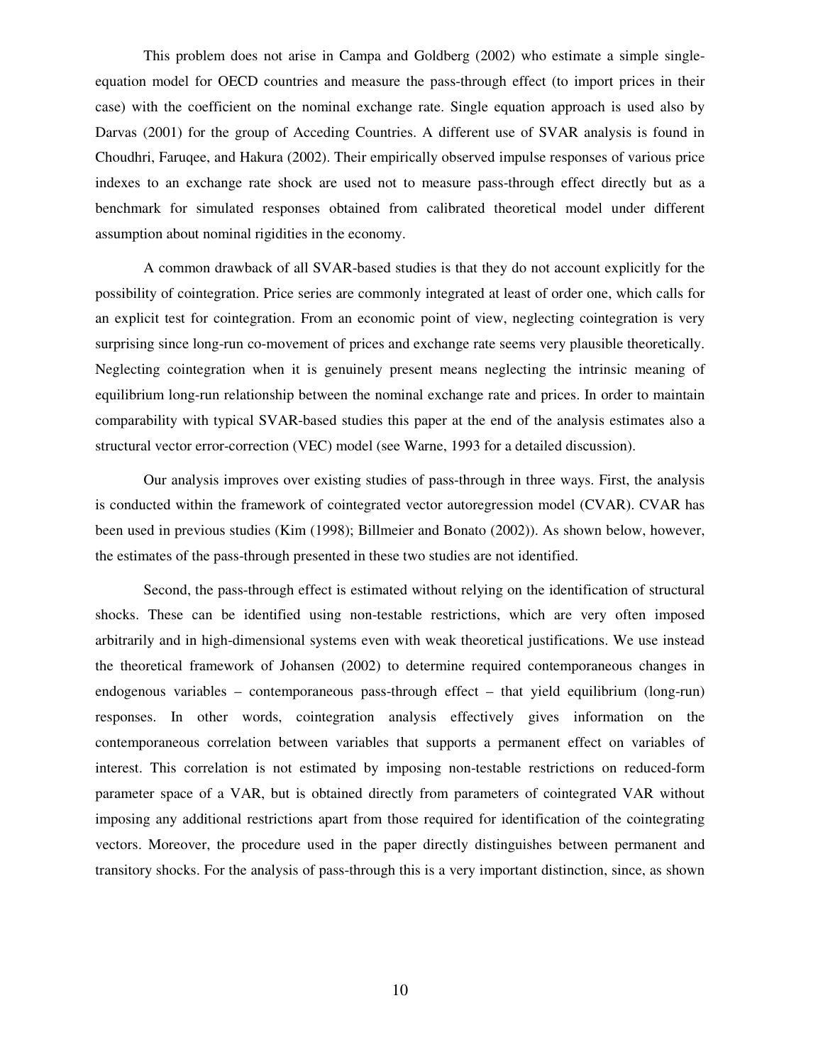This problem does not arise in Campa and Goldberg (2002) who estimate a simple single-equation model for OECD countries and measure the pass-through effect (to import prices in their case) with the coefficient on the nominal exchange rate. Single equation approach is used also by Darvas (2001) for the group of Acceding Countries. A different use of SVAR analysis is found in Choudhri, Faruqee, and Hakura (2002). Their empirically observed impulse responses of various price indexes to an exchange rate shock are used not to measure pass-through effect directly but as a benchmark for simulated responses obtained from calibrated theoretical model under different assumption about nominal rigidities in the economy.

A common drawback of all SVAR-based studies is that they do not account explicitly for the possibility of cointegration. Price series are commonly integrated at least of order one, which calls for an explicit test for cointegration. From an economic point of view, neglecting cointegration is very surprising since long-run co-movement of prices and exchange rate seems very plausible theoretically. Neglecting cointegration when it is genuinely present means neglecting the intrinsic meaning of equilibrium long-run relationship between the nominal exchange rate and prices. In order to maintain comparability with typical SVAR-based studies this paper at the end of the analysis estimates also a structural vector error-correction (VEC) model (see Warne, 1993 for a detailed discussion).

Our analysis improves over existing studies of pass-through in three ways. First, the analysis is conducted within the framework of cointegrated vector autoregression model (CVAR). CVAR has been used in previous studies (Kim (1998); Billmeier and Bonato (2002)). As shown below, however, the estimates of the pass-through presented in these two studies are not identified.

Second, the pass-through effect is estimated without relying on the identification of structural shocks. These can be identified using non-testable restrictions, which are very often imposed arbitrarily and in high-dimensional systems even with weak theoretical justifications. We use instead the theoretical framework of Johansen (2002) to determine required contemporaneous changes in endogenous variables – contemporaneous pass-through effect – that yield equilibrium (long-run) responses. In other words, cointegration analysis effectively gives information on the contemporaneous correlation between variables that supports a permanent effect on variables of interest. This correlation is not estimated by imposing non-testable restrictions on reduced-form parameter space of a VAR, but is obtained directly from parameters of cointegrated VAR without imposing any additional restrictions apart from those required for identification of the cointegrating vectors. Moreover, the procedure used in the paper directly distinguishes between permanent and transitory shocks. For the analysis of pass-through this is a very important distinction, since, as shown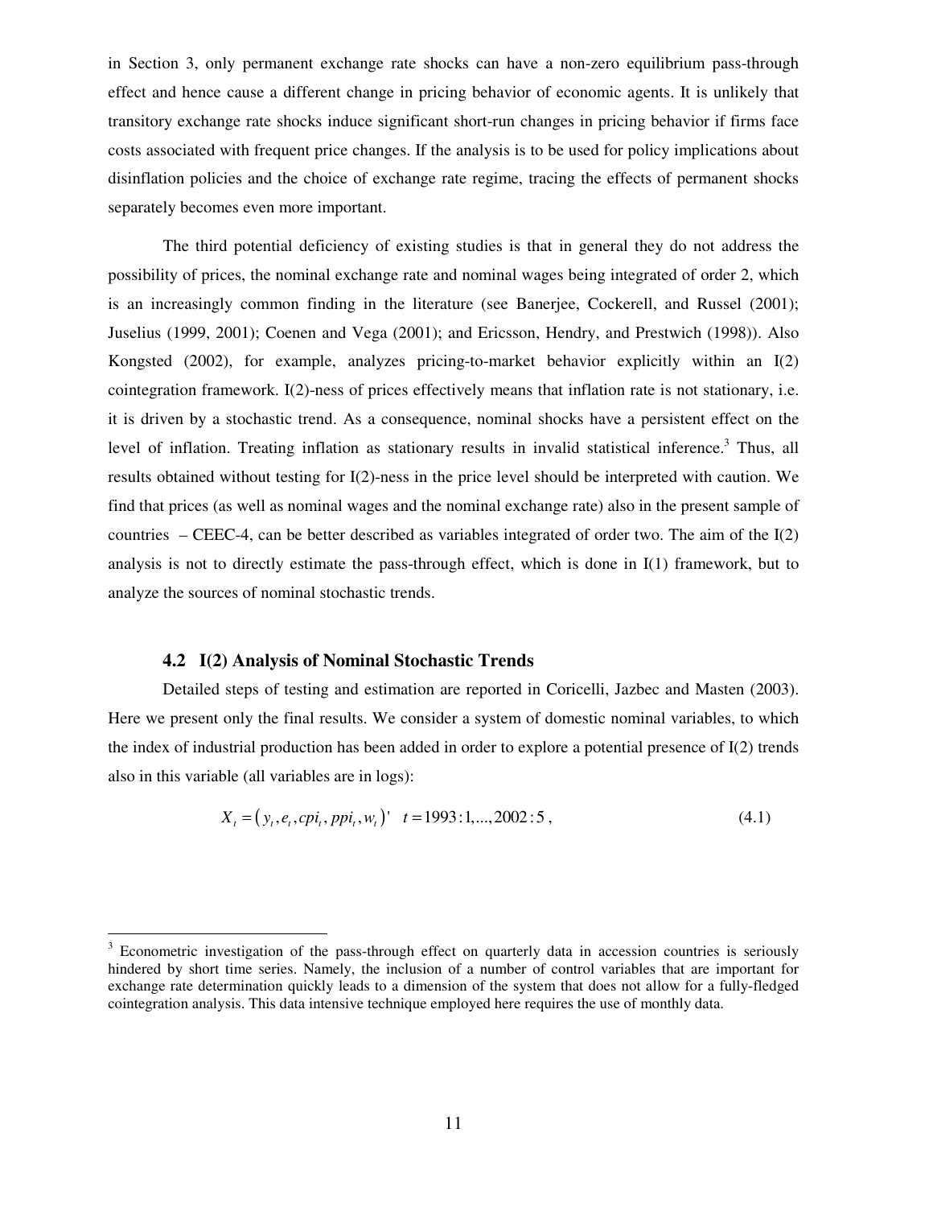in Section 3, only permanent exchange rate shocks can have a non-zero equilibrium pass-through effect and hence cause a different change in pricing behavior of economic agents. It is unlikely that transitory exchange rate shocks induce significant short-run changes in pricing behavior if firms face costs associated with frequent price changes. If the analysis is to be used for policy implications about disinflation policies and the choice of exchange rate regime, tracing the effects of permanent shocks separately becomes even more important.

The third potential deficiency of existing studies is that in general they do not address the possibility of prices, the nominal exchange rate and nominal wages being integrated of order 2, which is an increasingly common finding in the literature (see Banerjee, Cockerell, and Russel (2001); Juselius (1999, 2001); Coenen and Vega (2001); and Ericsson, Hendry, and Prestwich (1998)). Also Kongsted (2002), for example, analyzes pricing-to-market behavior explicitly within an I(2) cointegration framework. I(2)-ness of prices effectively means that inflation rate is not stationary, i.e. it is driven by a stochastic trend. As a consequence, nominal shocks have a persistent effect on the level of inflation. Treating inflation as stationary results in invalid statistical inference.[3] Thus, all results obtained without testing for I(2)-ness in the price level should be interpreted with caution. We find that prices (as well as nominal wages and the nominal exchange rate) also in the present sample of countries – CEEC-4, can be better described as variables integrated of order two. The aim of the I(2) analysis is not to directly estimate the pass-through effect, which is done in I(1) framework, but to analyze the sources of nominal stochastic trends.

### 4.2 I(2) Analysis of Nominal Stochastic Trends

Detailed steps of testing and estimation are reported in Coricelli, Jazbec and Masten (2003). Here we present only the final results. We consider a system of domestic nominal variables, to which the index of industrial production has been added in order to explore a potential presence of I(2) trends also in this variable (all variables are in logs):

$$X_t = \left( y_t, e_t, cpi_t, ppi_t, w_t \right)' \quad t = 1993:1,...,2002:5\,, \tag{4.1}$$

---

[3] Econometric investigation of the pass-through effect on quarterly data in accession countries is seriously hindered by short time series. Namely, the inclusion of a number of control variables that are important for exchange rate determination quickly leads to a dimension of the system that does not allow for a fully-fledged cointegration analysis. This data intensive technique employed here requires the use of monthly data.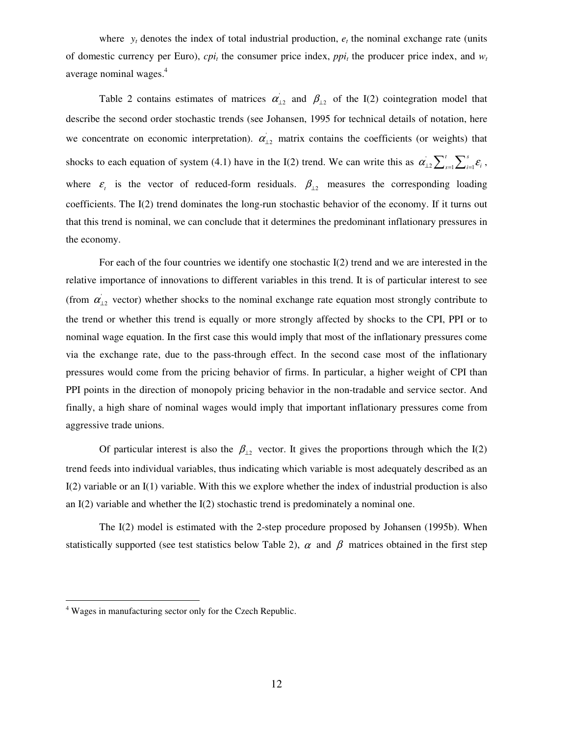where $y_t$ denotes the index of total industrial production, $e_t$ the nominal exchange rate (units of domestic currency per Euro), $cpi_t$ the consumer price index, $ppi_t$ the producer price index, and $w_t$ average nominal wages.[4]

Table 2 contains estimates of matrices $\alpha_{\perp 2}^{'}$ and $\beta_{\perp 2}$ of the I(2) cointegration model that describe the second order stochastic trends (see Johansen, 1995 for technical details of notation, here we concentrate on economic interpretation). $\alpha_{\perp 2}^{'}$ matrix contains the coefficients (or weights) that shocks to each equation of system (4.1) have in the I(2) trend. We can write this as $\alpha_{\perp 2}^{'}\sum_{s=1}^{t}\sum_{i=1}^{s}\varepsilon_i$, where $\varepsilon_t$ is the vector of reduced-form residuals. $\beta_{\perp 2}$ measures the corresponding loading coefficients. The I(2) trend dominates the long-run stochastic behavior of the economy. If it turns out that this trend is nominal, we can conclude that it determines the predominant inflationary pressures in the economy.

For each of the four countries we identify one stochastic I(2) trend and we are interested in the relative importance of innovations to different variables in this trend. It is of particular interest to see (from $\alpha_{\perp 2}^{'}$ vector) whether shocks to the nominal exchange rate equation most strongly contribute to the trend or whether this trend is equally or more strongly affected by shocks to the CPI, PPI or to nominal wage equation. In the first case this would imply that most of the inflationary pressures come via the exchange rate, due to the pass-through effect. In the second case most of the inflationary pressures would come from the pricing behavior of firms. In particular, a higher weight of CPI than PPI points in the direction of monopoly pricing behavior in the non-tradable and service sector. And finally, a high share of nominal wages would imply that important inflationary pressures come from aggressive trade unions.

Of particular interest is also the $\beta_{\perp 2}$ vector. It gives the proportions through which the I(2) trend feeds into individual variables, thus indicating which variable is most adequately described as an I(2) variable or an I(1) variable. With this we explore whether the index of industrial production is also an I(2) variable and whether the I(2) stochastic trend is predominately a nominal one.

The I(2) model is estimated with the 2-step procedure proposed by Johansen (1995b). When statistically supported (see test statistics below Table 2), $\alpha$ and $\beta$ matrices obtained in the first step

[4] Wages in manufacturing sector only for the Czech Republic.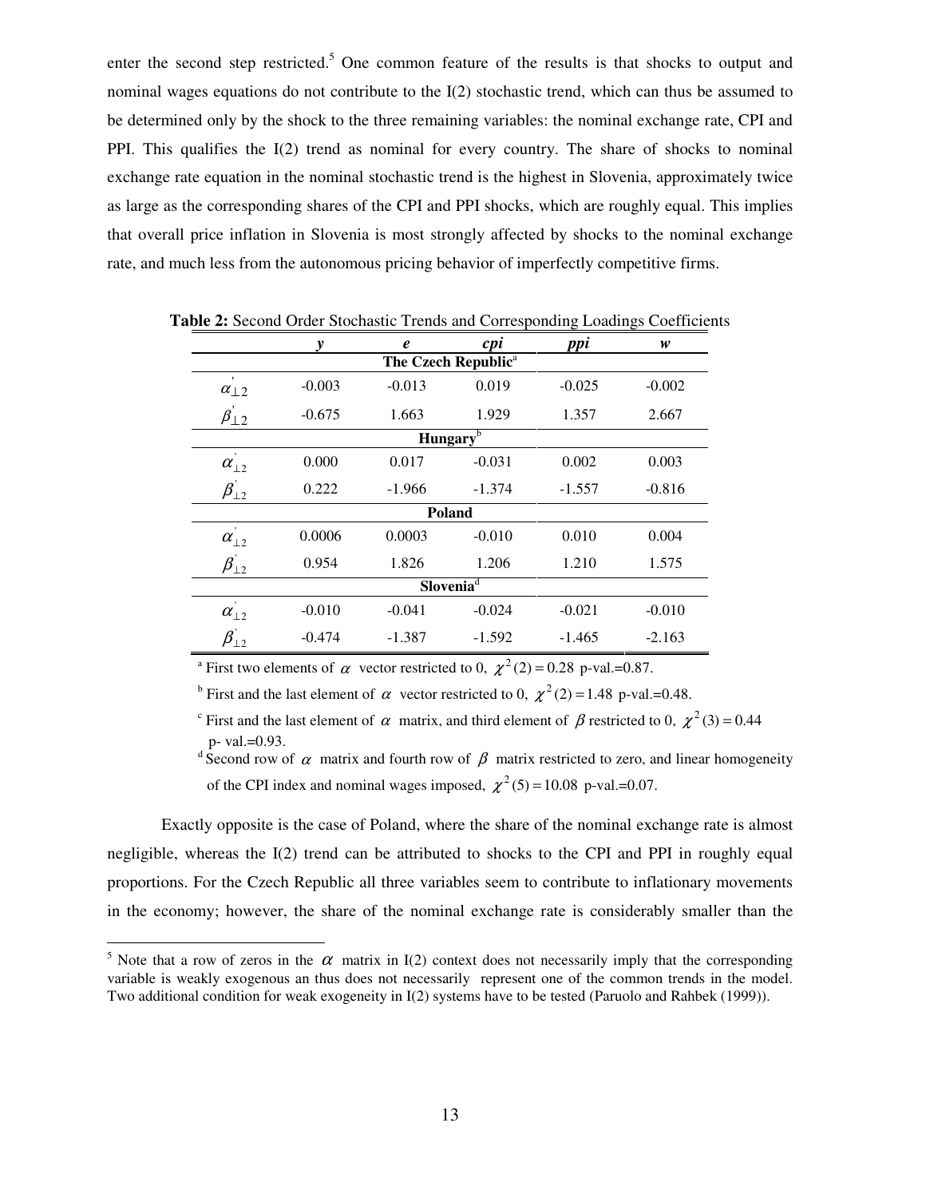enter the second step restricted.[5] One common feature of the results is that shocks to output and nominal wages equations do not contribute to the I(2) stochastic trend, which can thus be assumed to be determined only by the shock to the three remaining variables: the nominal exchange rate, CPI and PPI. This qualifies the I(2) trend as nominal for every country. The share of shocks to nominal exchange rate equation in the nominal stochastic trend is the highest in Slovenia, approximately twice as large as the corresponding shares of the CPI and PPI shocks, which are roughly equal. This implies that overall price inflation in Slovenia is most strongly affected by shocks to the nominal exchange rate, and much less from the autonomous pricing behavior of imperfectly competitive firms.

**Table 2:** Second Order Stochastic Trends and Corresponding Loadings Coefficients

| | *y* | *e* | *cpi* | *ppi* | *w* |
|---|---|---|---|---|---|
| | | **The Czech Republic**[a] | | | |
| $\alpha'_{\perp 2}$ | -0.003 | -0.013 | 0.019 | -0.025 | -0.002 |
| $\beta'_{\perp 2}$ | -0.675 | 1.663 | 1.929 | 1.357 | 2.667 |
| | | **Hungary**[b] | | | |
| $\alpha'_{\perp 2}$ | 0.000 | 0.017 | -0.031 | 0.002 | 0.003 |
| $\beta'_{\perp 2}$ | 0.222 | -1.966 | -1.374 | -1.557 | -0.816 |
| | | **Poland** | | | |
| $\alpha'_{\perp 2}$ | 0.0006 | 0.0003 | -0.010 | 0.010 | 0.004 |
| $\beta'_{\perp 2}$ | 0.954 | 1.826 | 1.206 | 1.210 | 1.575 |
| | | **Slovenia**[d] | | | |
| $\alpha'_{\perp 2}$ | -0.010 | -0.041 | -0.024 | -0.021 | -0.010 |
| $\beta'_{\perp 2}$ | -0.474 | -1.387 | -1.592 | -1.465 | -2.163 |

[a] First two elements of $\alpha$ vector restricted to 0, $\chi^2(2) = 0.28$ p-val.=0.87.

[b] First and the last element of $\alpha$ vector restricted to 0, $\chi^2(2) = 1.48$ p-val.=0.48.

[c] First and the last element of $\alpha$ matrix, and third element of $\beta$ restricted to 0, $\chi^2(3) = 0.44$ p- val.=0.93.

[d] Second row of $\alpha$ matrix and fourth row of $\beta$ matrix restricted to zero, and linear homogeneity of the CPI index and nominal wages imposed, $\chi^2(5) = 10.08$ p-val.=0.07.

Exactly opposite is the case of Poland, where the share of the nominal exchange rate is almost negligible, whereas the I(2) trend can be attributed to shocks to the CPI and PPI in roughly equal proportions. For the Czech Republic all three variables seem to contribute to inflationary movements in the economy; however, the share of the nominal exchange rate is considerably smaller than the

[5] Note that a row of zeros in the $\alpha$ matrix in I(2) context does not necessarily imply that the corresponding variable is weakly exogenous an thus does not necessarily represent one of the common trends in the model. Two additional condition for weak exogeneity in I(2) systems have to be tested (Paruolo and Rahbek (1999)).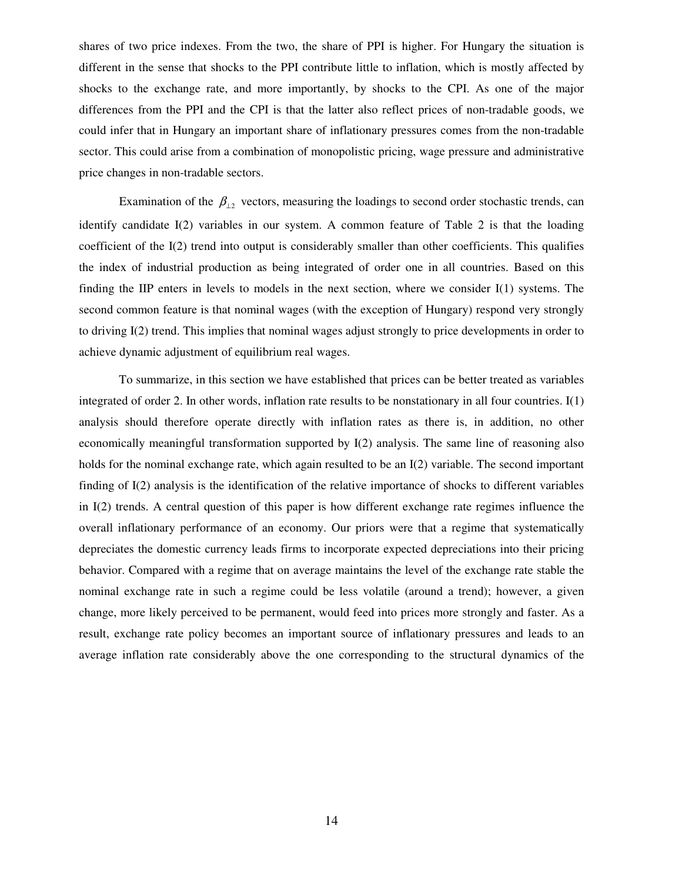shares of two price indexes. From the two, the share of PPI is higher. For Hungary the situation is different in the sense that shocks to the PPI contribute little to inflation, which is mostly affected by shocks to the exchange rate, and more importantly, by shocks to the CPI. As one of the major differences from the PPI and the CPI is that the latter also reflect prices of non-tradable goods, we could infer that in Hungary an important share of inflationary pressures comes from the non-tradable sector. This could arise from a combination of monopolistic pricing, wage pressure and administrative price changes in non-tradable sectors.

Examination of the $\beta_{\perp 2}$ vectors, measuring the loadings to second order stochastic trends, can identify candidate I(2) variables in our system. A common feature of Table 2 is that the loading coefficient of the I(2) trend into output is considerably smaller than other coefficients. This qualifies the index of industrial production as being integrated of order one in all countries. Based on this finding the IIP enters in levels to models in the next section, where we consider I(1) systems. The second common feature is that nominal wages (with the exception of Hungary) respond very strongly to driving I(2) trend. This implies that nominal wages adjust strongly to price developments in order to achieve dynamic adjustment of equilibrium real wages.

To summarize, in this section we have established that prices can be better treated as variables integrated of order 2. In other words, inflation rate results to be nonstationary in all four countries. I(1) analysis should therefore operate directly with inflation rates as there is, in addition, no other economically meaningful transformation supported by I(2) analysis. The same line of reasoning also holds for the nominal exchange rate, which again resulted to be an I(2) variable. The second important finding of I(2) analysis is the identification of the relative importance of shocks to different variables in I(2) trends. A central question of this paper is how different exchange rate regimes influence the overall inflationary performance of an economy. Our priors were that a regime that systematically depreciates the domestic currency leads firms to incorporate expected depreciations into their pricing behavior. Compared with a regime that on average maintains the level of the exchange rate stable the nominal exchange rate in such a regime could be less volatile (around a trend); however, a given change, more likely perceived to be permanent, would feed into prices more strongly and faster. As a result, exchange rate policy becomes an important source of inflationary pressures and leads to an average inflation rate considerably above the one corresponding to the structural dynamics of the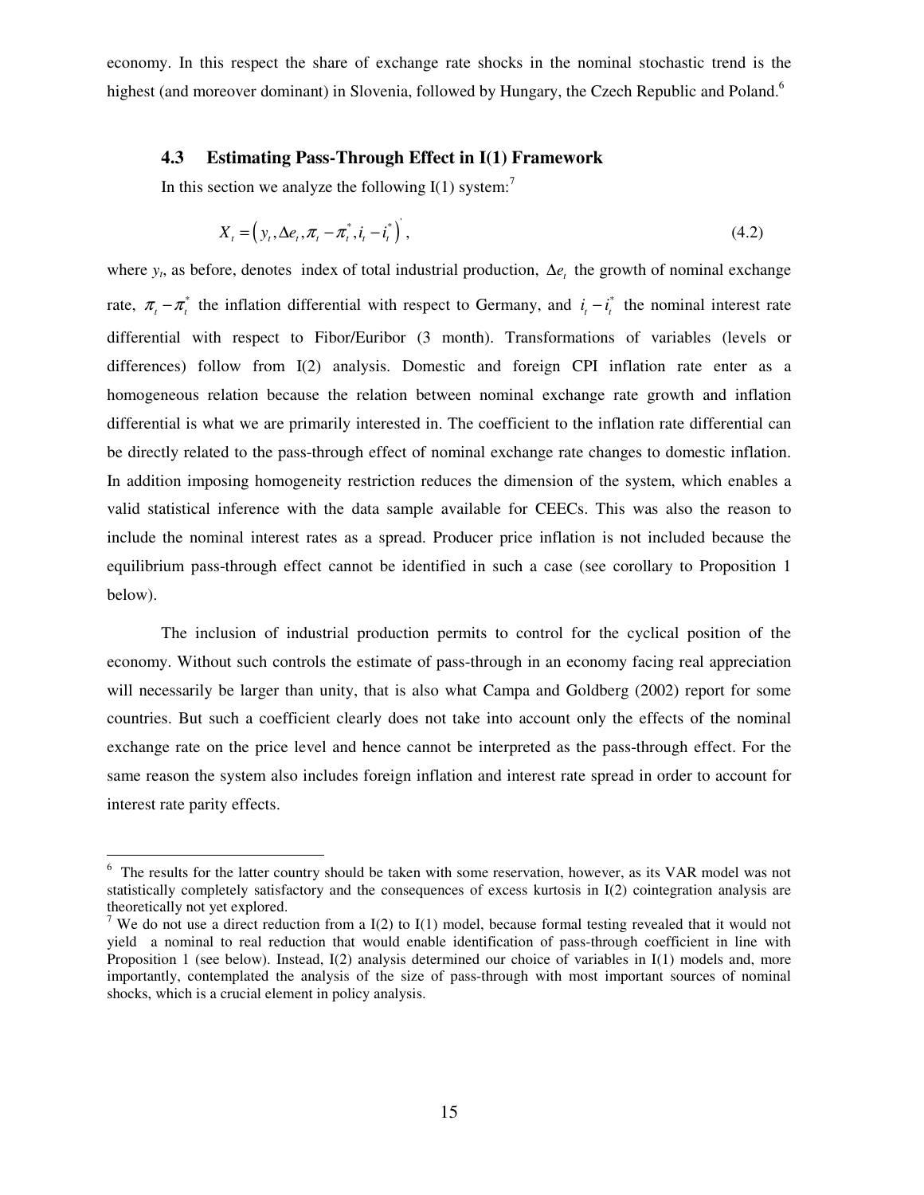economy. In this respect the share of exchange rate shocks in the nominal stochastic trend is the highest (and moreover dominant) in Slovenia, followed by Hungary, the Czech Republic and Poland.[6]

### 4.3 Estimating Pass-Through Effect in I(1) Framework

In this section we analyze the following I(1) system:[7]

$$X_t = \left( y_t, \Delta e_t, \pi_t - \pi_t^*, i_t - i_t^* \right)', \tag{4.2}$$

where $y_t$, as before, denotes index of total industrial production, $\Delta e_t$ the growth of nominal exchange rate, $\pi_t - \pi_t^*$ the inflation differential with respect to Germany, and $i_t - i_t^*$ the nominal interest rate differential with respect to Fibor/Euribor (3 month). Transformations of variables (levels or differences) follow from I(2) analysis. Domestic and foreign CPI inflation rate enter as a homogeneous relation because the relation between nominal exchange rate growth and inflation differential is what we are primarily interested in. The coefficient to the inflation rate differential can be directly related to the pass-through effect of nominal exchange rate changes to domestic inflation. In addition imposing homogeneity restriction reduces the dimension of the system, which enables a valid statistical inference with the data sample available for CEECs. This was also the reason to include the nominal interest rates as a spread. Producer price inflation is not included because the equilibrium pass-through effect cannot be identified in such a case (see corollary to Proposition 1 below).

The inclusion of industrial production permits to control for the cyclical position of the economy. Without such controls the estimate of pass-through in an economy facing real appreciation will necessarily be larger than unity, that is also what Campa and Goldberg (2002) report for some countries. But such a coefficient clearly does not take into account only the effects of the nominal exchange rate on the price level and hence cannot be interpreted as the pass-through effect. For the same reason the system also includes foreign inflation and interest rate spread in order to account for interest rate parity effects.

---

[6] The results for the latter country should be taken with some reservation, however, as its VAR model was not statistically completely satisfactory and the consequences of excess kurtosis in I(2) cointegration analysis are theoretically not yet explored.

[7] We do not use a direct reduction from a I(2) to I(1) model, because formal testing revealed that it would not yield a nominal to real reduction that would enable identification of pass-through coefficient in line with Proposition 1 (see below). Instead, I(2) analysis determined our choice of variables in I(1) models and, more importantly, contemplated the analysis of the size of pass-through with most important sources of nominal shocks, which is a crucial element in policy analysis.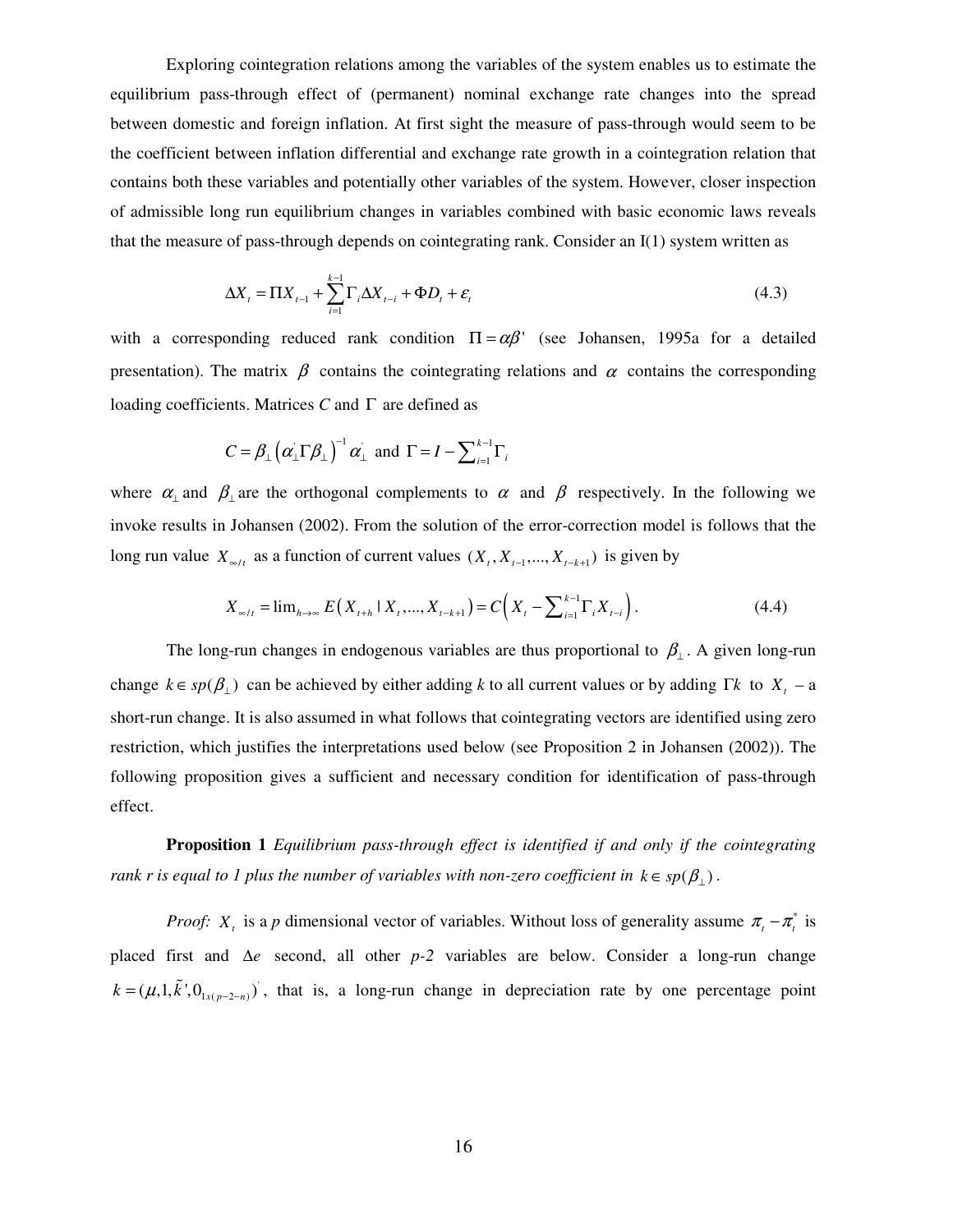Exploring cointegration relations among the variables of the system enables us to estimate the equilibrium pass-through effect of (permanent) nominal exchange rate changes into the spread between domestic and foreign inflation. At first sight the measure of pass-through would seem to be the coefficient between inflation differential and exchange rate growth in a cointegration relation that contains both these variables and potentially other variables of the system. However, closer inspection of admissible long run equilibrium changes in variables combined with basic economic laws reveals that the measure of pass-through depends on cointegrating rank. Consider an I(1) system written as

$$\Delta X_t = \Pi X_{t-1} + \sum_{i=1}^{k-1} \Gamma_i \Delta X_{t-i} + \Phi D_t + \varepsilon_t \tag{4.3}$$

with a corresponding reduced rank condition $\Pi = \alpha\beta'$ (see Johansen, 1995a for a detailed presentation). The matrix $\beta$ contains the cointegrating relations and $\alpha$ contains the corresponding loading coefficients. Matrices $C$ and $\Gamma$ are defined as

$$C = \beta_{\perp}\left(\alpha_{\perp}^{'}\Gamma\beta_{\perp}\right)^{-1}\alpha_{\perp}^{'} \text{ and } \Gamma = I - \sum\nolimits_{i=1}^{k-1}\Gamma_i$$

where $\alpha_{\perp}$ and $\beta_{\perp}$ are the orthogonal complements to $\alpha$ and $\beta$ respectively. In the following we invoke results in Johansen (2002). From the solution of the error-correction model is follows that the long run value $X_{\infty/t}$ as a function of current values $(X_t, X_{t-1}, ..., X_{t-k+1})$ is given by

$$X_{\infty/t} = \lim\nolimits_{h\to\infty} E\left(X_{t+h} \mid X_t, ..., X_{t-k+1}\right) = C\left(X_t - \sum\nolimits_{i=1}^{k-1}\Gamma_i X_{t-i}\right). \tag{4.4}$$

The long-run changes in endogenous variables are thus proportional to $\beta_{\perp}$. A given long-run change $k \in sp(\beta_{\perp})$ can be achieved by either adding $k$ to all current values or by adding $\Gamma k$ to $X_t$ – a short-run change. It is also assumed in what follows that cointegrating vectors are identified using zero restriction, which justifies the interpretations used below (see Proposition 2 in Johansen (2002)). The following proposition gives a sufficient and necessary condition for identification of pass-through effect.

**Proposition 1** *Equilibrium pass-through effect is identified if and only if the cointegrating rank r is equal to 1 plus the number of variables with non-zero coefficient in* $k \in sp(\beta_{\perp})$.

*Proof:* $X_t$ is a $p$ dimensional vector of variables. Without loss of generality assume $\pi_t - \pi_t^*$ is placed first and $\Delta e$ second, all other $p$-$2$ variables are below. Consider a long-run change $k = (\mu, 1, \tilde{k}', 0_{1x(p-2-n)})'$, that is, a long-run change in depreciation rate by one percentage point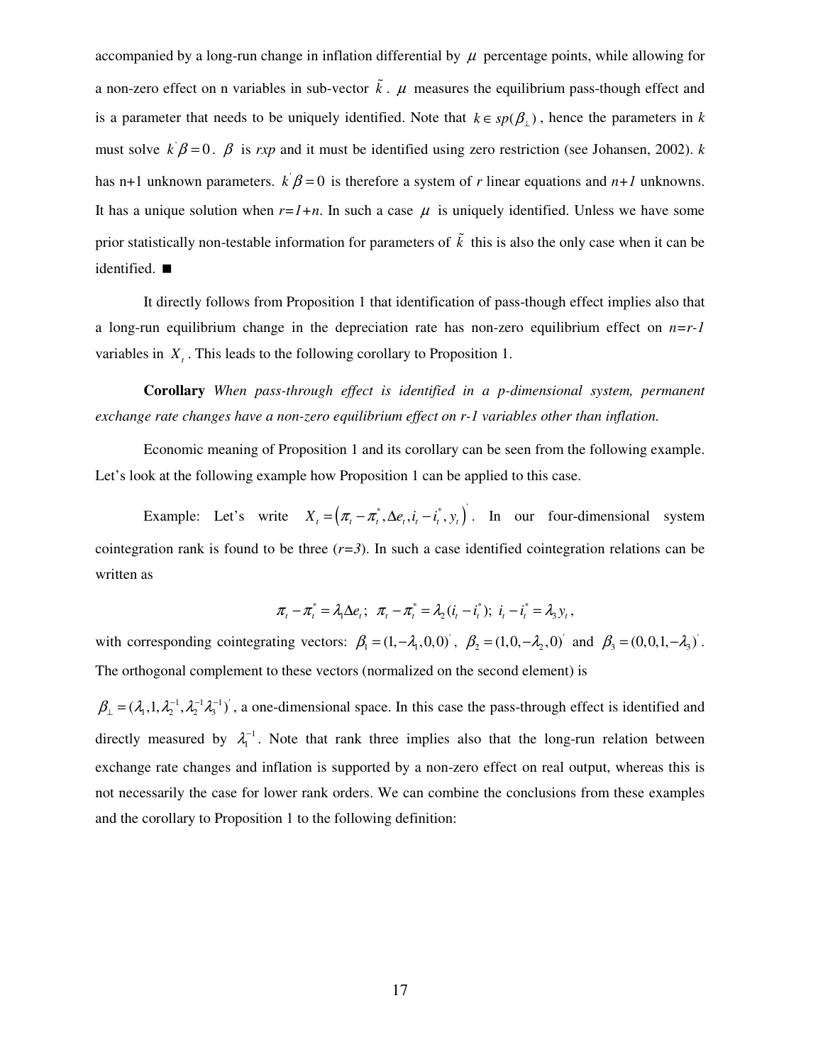accompanied by a long-run change in inflation differential by $\mu$ percentage points, while allowing for a non-zero effect on n variables in sub-vector $\tilde{k}$. $\mu$ measures the equilibrium pass-though effect and is a parameter that needs to be uniquely identified. Note that $k \in sp(\beta_{\perp})$, hence the parameters in *k* must solve $k^{'}\beta = 0$. $\beta$ is *rxp* and it must be identified using zero restriction (see Johansen, 2002). *k* has n+1 unknown parameters. $k^{'}\beta = 0$ is therefore a system of *r* linear equations and *n+1* unknowns. It has a unique solution when *r=1+n*. In such a case $\mu$ is uniquely identified. Unless we have some prior statistically non-testable information for parameters of $\tilde{k}$ this is also the only case when it can be identified. ■

It directly follows from Proposition 1 that identification of pass-though effect implies also that a long-run equilibrium change in the depreciation rate has non-zero equilibrium effect on *n=r-1* variables in $X_t$. This leads to the following corollary to Proposition 1.

**Corollary** *When pass-through effect is identified in a p-dimensional system, permanent exchange rate changes have a non-zero equilibrium effect on r-1 variables other than inflation.*

Economic meaning of Proposition 1 and its corollary can be seen from the following example. Let's look at the following example how Proposition 1 can be applied to this case.

Example: Let's write $X_t = \left(\pi_t - \pi_t^*, \Delta e_t, i_t - i_t^*, y_t\right)^{'}$. In our four-dimensional system cointegration rank is found to be three (*r=3*). In such a case identified cointegration relations can be written as

$$\pi_t - \pi_t^* = \lambda_1 \Delta e_t; \;\; \pi_t - \pi_t^* = \lambda_2 (i_t - i_t^*); \;\; i_t - i_t^* = \lambda_3 y_t,$$

with corresponding cointegrating vectors: $\beta_1 = (1, -\lambda_1, 0, 0)^{'}$, $\beta_2 = (1, 0, -\lambda_2, 0)^{'}$ and $\beta_3 = (0, 0, 1, -\lambda_3)^{'}$. The orthogonal complement to these vectors (normalized on the second element) is

$\beta_{\perp} = (\lambda_1, 1, \lambda_2^{-1}, \lambda_2^{-1}\lambda_3^{-1})^{'}$, a one-dimensional space. In this case the pass-through effect is identified and directly measured by $\lambda_1^{-1}$. Note that rank three implies also that the long-run relation between exchange rate changes and inflation is supported by a non-zero effect on real output, whereas this is not necessarily the case for lower rank orders. We can combine the conclusions from these examples and the corollary to Proposition 1 to the following definition: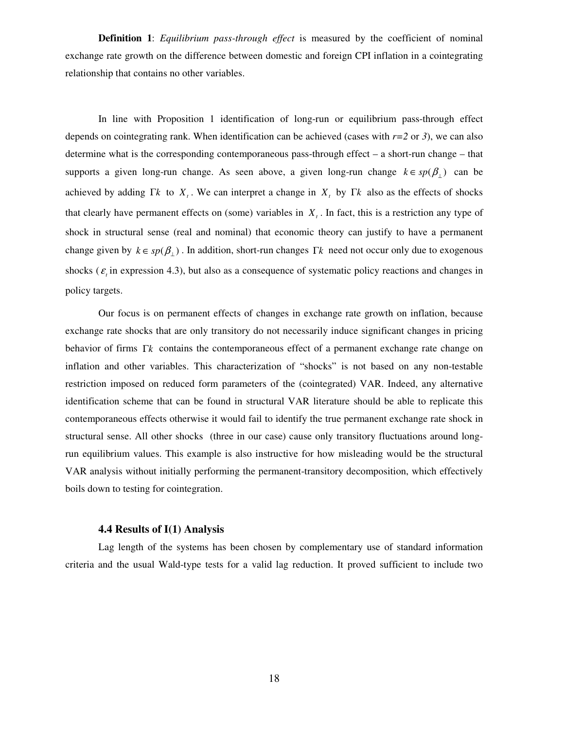**Definition 1**: *Equilibrium pass-through effect* is measured by the coefficient of nominal exchange rate growth on the difference between domestic and foreign CPI inflation in a cointegrating relationship that contains no other variables.

In line with Proposition 1 identification of long-run or equilibrium pass-through effect depends on cointegrating rank. When identification can be achieved (cases with *r=2* or *3*), we can also determine what is the corresponding contemporaneous pass-through effect – a short-run change – that supports a given long-run change. As seen above, a given long-run change $k \in sp(\beta_{\perp})$ can be achieved by adding $\Gamma k$ to $X_t$. We can interpret a change in $X_t$ by $\Gamma k$ also as the effects of shocks that clearly have permanent effects on (some) variables in $X_t$. In fact, this is a restriction any type of shock in structural sense (real and nominal) that economic theory can justify to have a permanent change given by $k \in sp(\beta_{\perp})$. In addition, short-run changes $\Gamma k$ need not occur only due to exogenous shocks ($\varepsilon_t$ in expression 4.3), but also as a consequence of systematic policy reactions and changes in policy targets.

Our focus is on permanent effects of changes in exchange rate growth on inflation, because exchange rate shocks that are only transitory do not necessarily induce significant changes in pricing behavior of firms $\Gamma k$ contains the contemporaneous effect of a permanent exchange rate change on inflation and other variables. This characterization of "shocks" is not based on any non-testable restriction imposed on reduced form parameters of the (cointegrated) VAR. Indeed, any alternative identification scheme that can be found in structural VAR literature should be able to replicate this contemporaneous effects otherwise it would fail to identify the true permanent exchange rate shock in structural sense. All other shocks (three in our case) cause only transitory fluctuations around long-run equilibrium values. This example is also instructive for how misleading would be the structural VAR analysis without initially performing the permanent-transitory decomposition, which effectively boils down to testing for cointegration.

### 4.4 Results of I(1) Analysis

Lag length of the systems has been chosen by complementary use of standard information criteria and the usual Wald-type tests for a valid lag reduction. It proved sufficient to include two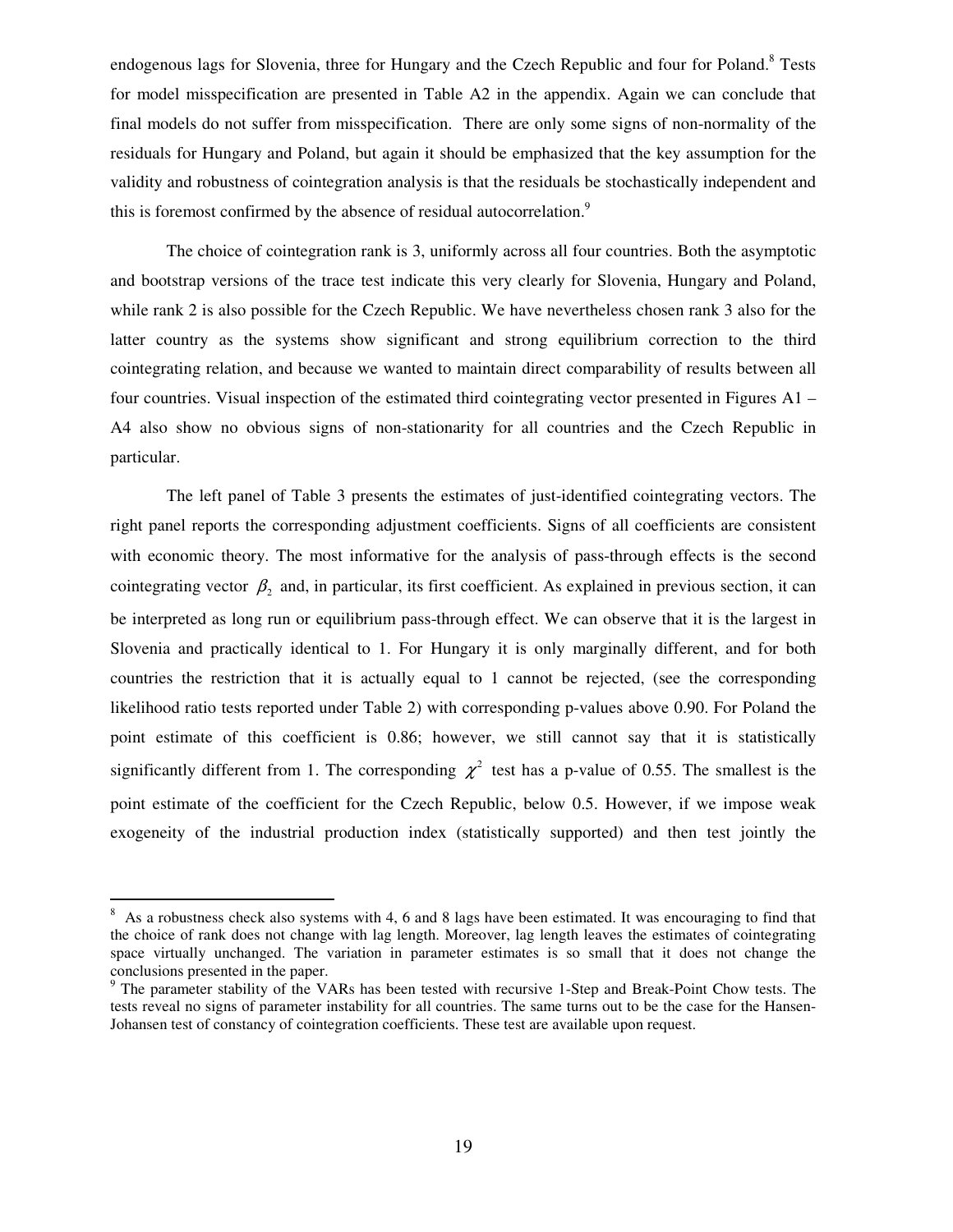endogenous lags for Slovenia, three for Hungary and the Czech Republic and four for Poland.[8] Tests for model misspecification are presented in Table A2 in the appendix. Again we can conclude that final models do not suffer from misspecification. There are only some signs of non-normality of the residuals for Hungary and Poland, but again it should be emphasized that the key assumption for the validity and robustness of cointegration analysis is that the residuals be stochastically independent and this is foremost confirmed by the absence of residual autocorrelation.[9]

The choice of cointegration rank is 3, uniformly across all four countries. Both the asymptotic and bootstrap versions of the trace test indicate this very clearly for Slovenia, Hungary and Poland, while rank 2 is also possible for the Czech Republic. We have nevertheless chosen rank 3 also for the latter country as the systems show significant and strong equilibrium correction to the third cointegrating relation, and because we wanted to maintain direct comparability of results between all four countries. Visual inspection of the estimated third cointegrating vector presented in Figures A1 – A4 also show no obvious signs of non-stationarity for all countries and the Czech Republic in particular.

The left panel of Table 3 presents the estimates of just-identified cointegrating vectors. The right panel reports the corresponding adjustment coefficients. Signs of all coefficients are consistent with economic theory. The most informative for the analysis of pass-through effects is the second cointegrating vector $\beta_2$ and, in particular, its first coefficient. As explained in previous section, it can be interpreted as long run or equilibrium pass-through effect. We can observe that it is the largest in Slovenia and practically identical to 1. For Hungary it is only marginally different, and for both countries the restriction that it is actually equal to 1 cannot be rejected, (see the corresponding likelihood ratio tests reported under Table 2) with corresponding p-values above 0.90. For Poland the point estimate of this coefficient is 0.86; however, we still cannot say that it is statistically significantly different from 1. The corresponding $\chi^2$ test has a p-value of 0.55. The smallest is the point estimate of the coefficient for the Czech Republic, below 0.5. However, if we impose weak exogeneity of the industrial production index (statistically supported) and then test jointly the

---

[8] As a robustness check also systems with 4, 6 and 8 lags have been estimated. It was encouraging to find that the choice of rank does not change with lag length. Moreover, lag length leaves the estimates of cointegrating space virtually unchanged. The variation in parameter estimates is so small that it does not change the conclusions presented in the paper.

[9] The parameter stability of the VARs has been tested with recursive 1-Step and Break-Point Chow tests. The tests reveal no signs of parameter instability for all countries. The same turns out to be the case for the Hansen-Johansen test of constancy of cointegration coefficients. These test are available upon request.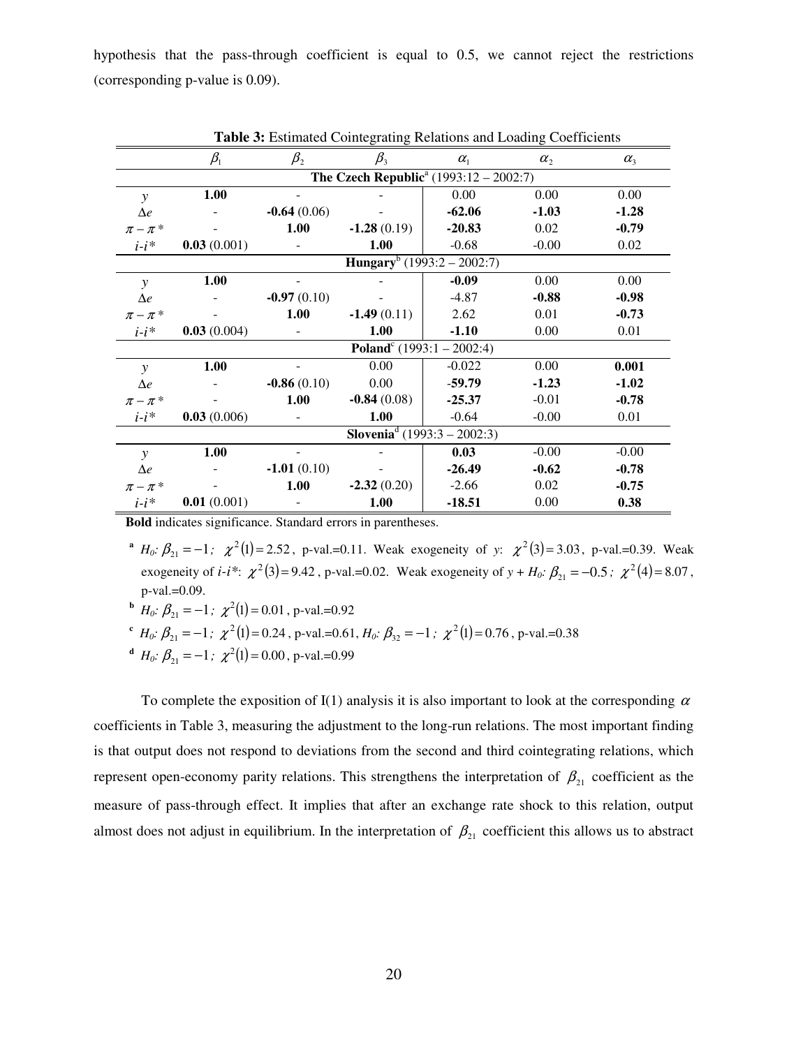hypothesis that the pass-through coefficient is equal to 0.5, we cannot reject the restrictions (corresponding p-value is 0.09).

**Table 3:** Estimated Cointegrating Relations and Loading Coefficients

| | $\beta_1$ | $\beta_2$ | $\beta_3$ | $\alpha_1$ | $\alpha_2$ | $\alpha_3$ |
|---|---|---|---|---|---|---|
| | | | **The Czech Republic**[a] (1993:12 – 2002:7) | | | |
| $y$ | **1.00** | - | - | 0.00 | 0.00 | 0.00 |
| $\Delta e$ | - | **-0.64** (0.06) | - | **-62.06** | **-1.03** | **-1.28** |
| $\pi - \pi^*$ | - | **1.00** | **-1.28** (0.19) | **-20.83** | 0.02 | **-0.79** |
| $i$-$i^*$ | **0.03** (0.001) | - | **1.00** | -0.68 | -0.00 | 0.02 |
| | | | **Hungary**[b] (1993:2 – 2002:7) | | | |
| $y$ | **1.00** | - | - | **-0.09** | 0.00 | 0.00 |
| $\Delta e$ | - | **-0.97** (0.10) | - | -4.87 | **-0.88** | **-0.98** |
| $\pi - \pi^*$ | - | **1.00** | **-1.49** (0.11) | 2.62 | 0.01 | **-0.73** |
| $i$-$i^*$ | **0.03** (0.004) | - | **1.00** | **-1.10** | 0.00 | 0.01 |
| | | | **Poland**[c] (1993:1 – 2002:4) | | | |
| $y$ | **1.00** | - | 0.00 | -0.022 | 0.00 | **0.001** |
| $\Delta e$ | - | **-0.86** (0.10) | 0.00 | **-59.79** | **-1.23** | **-1.02** |
| $\pi - \pi^*$ | - | **1.00** | **-0.84** (0.08) | **-25.37** | -0.01 | **-0.78** |
| $i$-$i^*$ | **0.03** (0.006) | - | **1.00** | -0.64 | -0.00 | 0.01 |
| | | | **Slovenia**[d] (1993:3 – 2002:3) | | | |
| $y$ | **1.00** | - | - | **0.03** | -0.00 | -0.00 |
| $\Delta e$ | - | **-1.01** (0.10) | - | **-26.49** | **-0.62** | **-0.78** |
| $\pi - \pi^*$ | - | **1.00** | **-2.32** (0.20) | -2.66 | 0.02 | **-0.75** |
| $i$-$i^*$ | **0.01** (0.001) | - | **1.00** | **-18.51** | 0.00 | **0.38** |

**Bold** indicates significance. Standard errors in parentheses.

[a] $H_0$: $\beta_{21} = -1$; $\chi^2(1) = 2.52$, p-val.=0.11. Weak exogeneity of $y$: $\chi^2(3) = 3.03$, p-val.=0.39. Weak exogeneity of $i$-$i^*$: $\chi^2(3) = 9.42$, p-val.=0.02. Weak exogeneity of $y$ + $H_0$: $\beta_{21} = -0.5$; $\chi^2(4) = 8.07$, p-val.=0.09.

[b] $H_0$: $\beta_{21} = -1$; $\chi^2(1) = 0.01$, p-val.=0.92

[c] $H_0$: $\beta_{21} = -1$; $\chi^2(1) = 0.24$, p-val.=0.61, $H_0$: $\beta_{32} = -1$; $\chi^2(1) = 0.76$, p-val.=0.38

[d] $H_0$: $\beta_{21} = -1$; $\chi^2(1) = 0.00$, p-val.=0.99

To complete the exposition of I(1) analysis it is also important to look at the corresponding $\alpha$ coefficients in Table 3, measuring the adjustment to the long-run relations. The most important finding is that output does not respond to deviations from the second and third cointegrating relations, which represent open-economy parity relations. This strengthens the interpretation of $\beta_{21}$ coefficient as the measure of pass-through effect. It implies that after an exchange rate shock to this relation, output almost does not adjust in equilibrium. In the interpretation of $\beta_{21}$ coefficient this allows us to abstract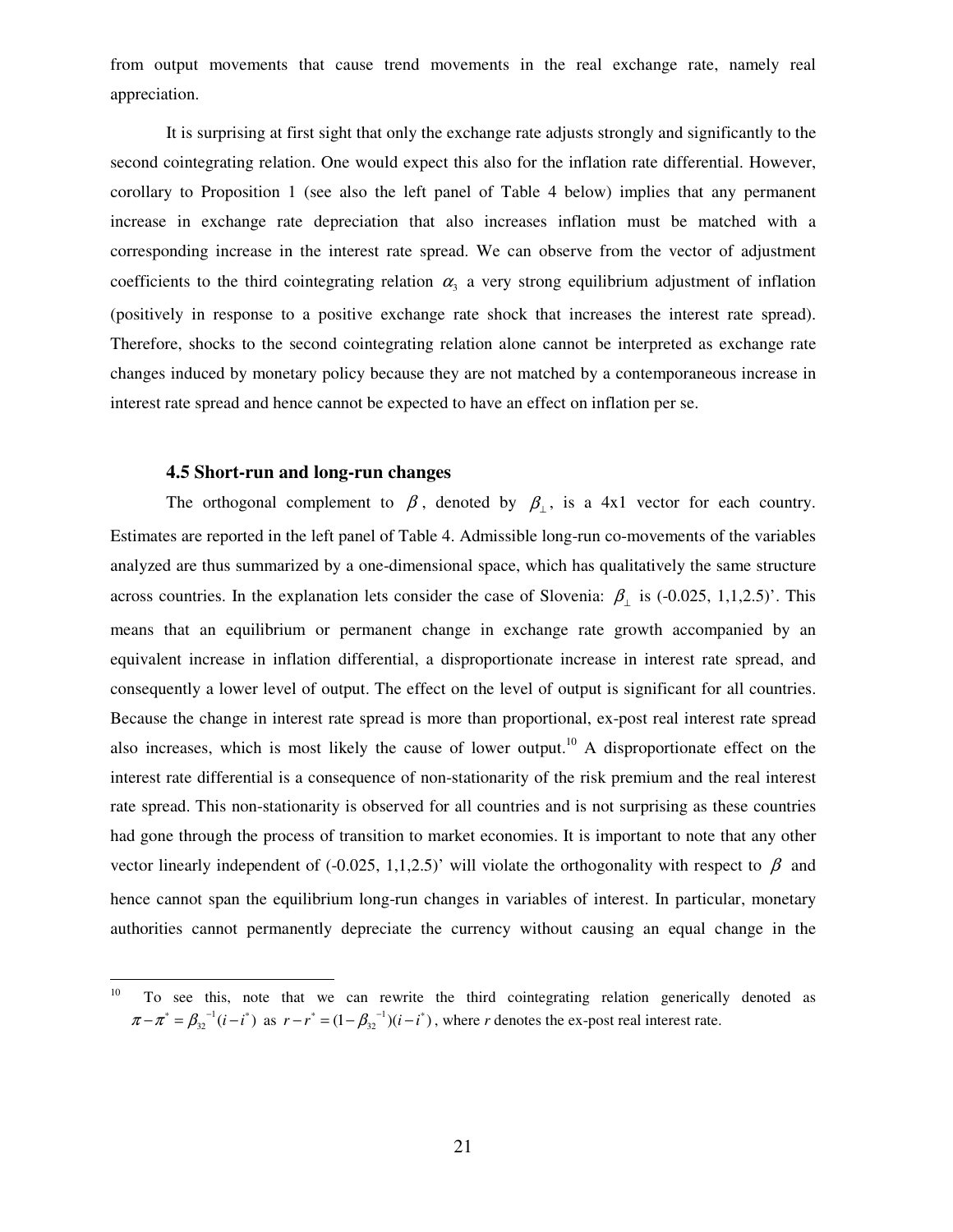from output movements that cause trend movements in the real exchange rate, namely real appreciation.

It is surprising at first sight that only the exchange rate adjusts strongly and significantly to the second cointegrating relation. One would expect this also for the inflation rate differential. However, corollary to Proposition 1 (see also the left panel of Table 4 below) implies that any permanent increase in exchange rate depreciation that also increases inflation must be matched with a corresponding increase in the interest rate spread. We can observe from the vector of adjustment coefficients to the third cointegrating relation $\alpha_3$ a very strong equilibrium adjustment of inflation (positively in response to a positive exchange rate shock that increases the interest rate spread). Therefore, shocks to the second cointegrating relation alone cannot be interpreted as exchange rate changes induced by monetary policy because they are not matched by a contemporaneous increase in interest rate spread and hence cannot be expected to have an effect on inflation per se.

### 4.5 Short-run and long-run changes

The orthogonal complement to $\beta$, denoted by $\beta_{\perp}$, is a 4x1 vector for each country. Estimates are reported in the left panel of Table 4. Admissible long-run co-movements of the variables analyzed are thus summarized by a one-dimensional space, which has qualitatively the same structure across countries. In the explanation lets consider the case of Slovenia: $\beta_{\perp}$ is (-0.025, 1,1,2.5)'. This means that an equilibrium or permanent change in exchange rate growth accompanied by an equivalent increase in inflation differential, a disproportionate increase in interest rate spread, and consequently a lower level of output. The effect on the level of output is significant for all countries. Because the change in interest rate spread is more than proportional, ex-post real interest rate spread also increases, which is most likely the cause of lower output.[10] A disproportionate effect on the interest rate differential is a consequence of non-stationarity of the risk premium and the real interest rate spread. This non-stationarity is observed for all countries and is not surprising as these countries had gone through the process of transition to market economies. It is important to note that any other vector linearly independent of (-0.025, 1,1,2.5)' will violate the orthogonality with respect to $\beta$ and hence cannot span the equilibrium long-run changes in variables of interest. In particular, monetary authorities cannot permanently depreciate the currency without causing an equal change in the

[10] To see this, note that we can rewrite the third cointegrating relation generically denoted as $\pi - \pi^{*} = \beta_{32}^{-1}(i - i^{*})$ as $r - r^{*} = (1 - \beta_{32}^{-1})(i - i^{*})$, where $r$ denotes the ex-post real interest rate.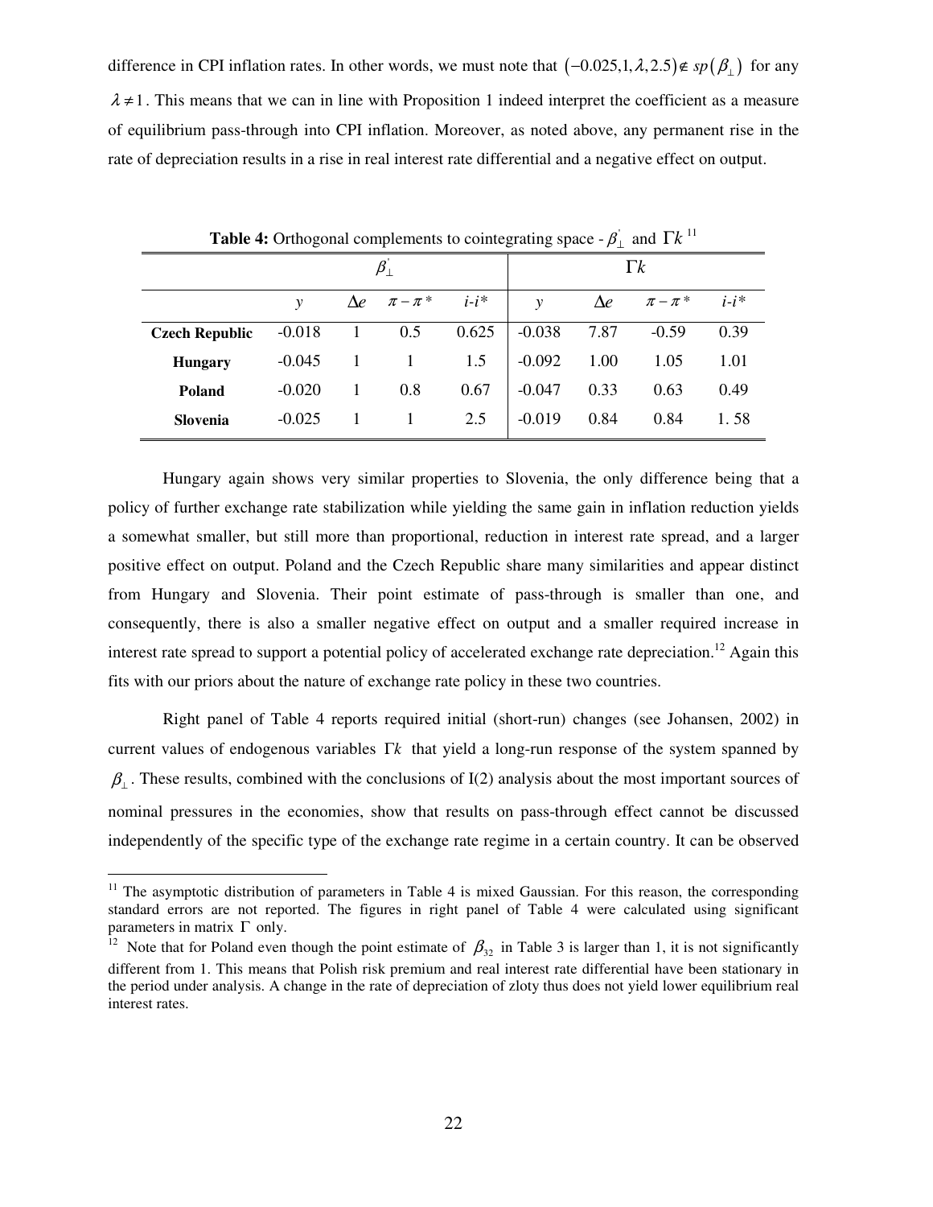difference in CPI inflation rates. In other words, we must note that $(-0.025,1,\lambda,2.5)\notin sp(\beta_\perp)$ for any $\lambda \neq 1$. This means that we can in line with Proposition 1 indeed interpret the coefficient as a measure of equilibrium pass-through into CPI inflation. Moreover, as noted above, any permanent rise in the rate of depreciation results in a rise in real interest rate differential and a negative effect on output.

**Table 4:** Orthogonal complements to cointegrating space - $\beta_\perp^{'}$ and $\Gamma k$ [11]

| | $\beta_\perp^{'}$ | | | | $\Gamma k$ | | | |
|---|---|---|---|---|---|---|---|---|
| | $y$ | $\Delta e$ | $\pi-\pi^*$ | $i$-$i^*$ | $y$ | $\Delta e$ | $\pi-\pi^*$ | $i$-$i^*$ |
| **Czech Republic** | -0.018 | 1 | 0.5 | 0.625 | -0.038 | 7.87 | -0.59 | 0.39 |
| **Hungary** | -0.045 | 1 | 1 | 1.5 | -0.092 | 1.00 | 1.05 | 1.01 |
| **Poland** | -0.020 | 1 | 0.8 | 0.67 | -0.047 | 0.33 | 0.63 | 0.49 |
| **Slovenia** | -0.025 | 1 | 1 | 2.5 | -0.019 | 0.84 | 0.84 | 1. 58 |

Hungary again shows very similar properties to Slovenia, the only difference being that a policy of further exchange rate stabilization while yielding the same gain in inflation reduction yields a somewhat smaller, but still more than proportional, reduction in interest rate spread, and a larger positive effect on output. Poland and the Czech Republic share many similarities and appear distinct from Hungary and Slovenia. Their point estimate of pass-through is smaller than one, and consequently, there is also a smaller negative effect on output and a smaller required increase in interest rate spread to support a potential policy of accelerated exchange rate depreciation.[12] Again this fits with our priors about the nature of exchange rate policy in these two countries.

Right panel of Table 4 reports required initial (short-run) changes (see Johansen, 2002) in current values of endogenous variables $\Gamma k$ that yield a long-run response of the system spanned by $\beta_\perp$. These results, combined with the conclusions of I(2) analysis about the most important sources of nominal pressures in the economies, show that results on pass-through effect cannot be discussed independently of the specific type of the exchange rate regime in a certain country. It can be observed

[11] The asymptotic distribution of parameters in Table 4 is mixed Gaussian. For this reason, the corresponding standard errors are not reported. The figures in right panel of Table 4 were calculated using significant parameters in matrix $\Gamma$ only.

[12] Note that for Poland even though the point estimate of $\beta_{32}$ in Table 3 is larger than 1, it is not significantly different from 1. This means that Polish risk premium and real interest rate differential have been stationary in the period under analysis. A change in the rate of depreciation of zloty thus does not yield lower equilibrium real interest rates.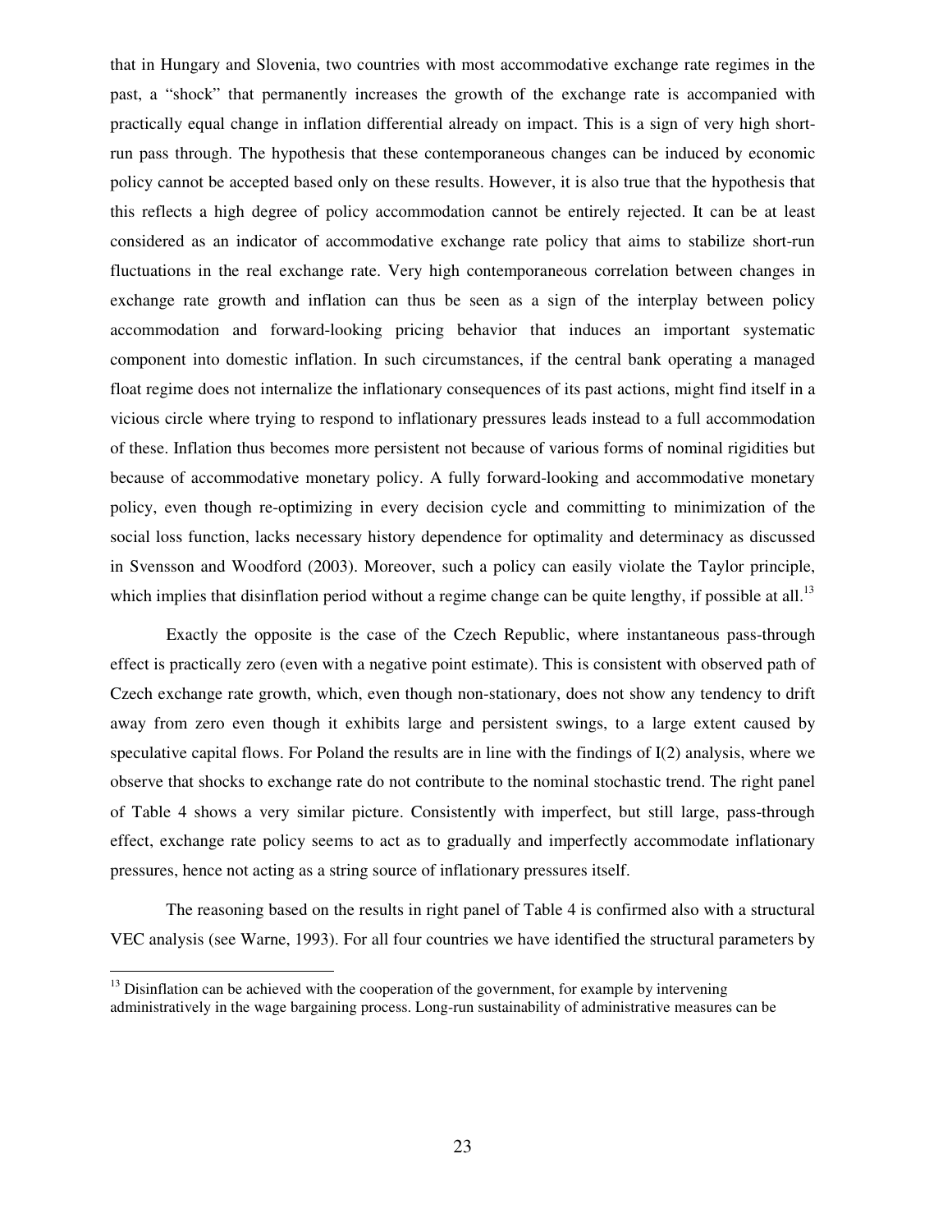that in Hungary and Slovenia, two countries with most accommodative exchange rate regimes in the past, a "shock" that permanently increases the growth of the exchange rate is accompanied with practically equal change in inflation differential already on impact. This is a sign of very high short-run pass through. The hypothesis that these contemporaneous changes can be induced by economic policy cannot be accepted based only on these results. However, it is also true that the hypothesis that this reflects a high degree of policy accommodation cannot be entirely rejected. It can be at least considered as an indicator of accommodative exchange rate policy that aims to stabilize short-run fluctuations in the real exchange rate. Very high contemporaneous correlation between changes in exchange rate growth and inflation can thus be seen as a sign of the interplay between policy accommodation and forward-looking pricing behavior that induces an important systematic component into domestic inflation. In such circumstances, if the central bank operating a managed float regime does not internalize the inflationary consequences of its past actions, might find itself in a vicious circle where trying to respond to inflationary pressures leads instead to a full accommodation of these. Inflation thus becomes more persistent not because of various forms of nominal rigidities but because of accommodative monetary policy. A fully forward-looking and accommodative monetary policy, even though re-optimizing in every decision cycle and committing to minimization of the social loss function, lacks necessary history dependence for optimality and determinacy as discussed in Svensson and Woodford (2003). Moreover, such a policy can easily violate the Taylor principle, which implies that disinflation period without a regime change can be quite lengthy, if possible at all.[13]

Exactly the opposite is the case of the Czech Republic, where instantaneous pass-through effect is practically zero (even with a negative point estimate). This is consistent with observed path of Czech exchange rate growth, which, even though non-stationary, does not show any tendency to drift away from zero even though it exhibits large and persistent swings, to a large extent caused by speculative capital flows. For Poland the results are in line with the findings of I(2) analysis, where we observe that shocks to exchange rate do not contribute to the nominal stochastic trend. The right panel of Table 4 shows a very similar picture. Consistently with imperfect, but still large, pass-through effect, exchange rate policy seems to act as to gradually and imperfectly accommodate inflationary pressures, hence not acting as a string source of inflationary pressures itself.

The reasoning based on the results in right panel of Table 4 is confirmed also with a structural VEC analysis (see Warne, 1993). For all four countries we have identified the structural parameters by

[13] Disinflation can be achieved with the cooperation of the government, for example by intervening administratively in the wage bargaining process. Long-run sustainability of administrative measures can be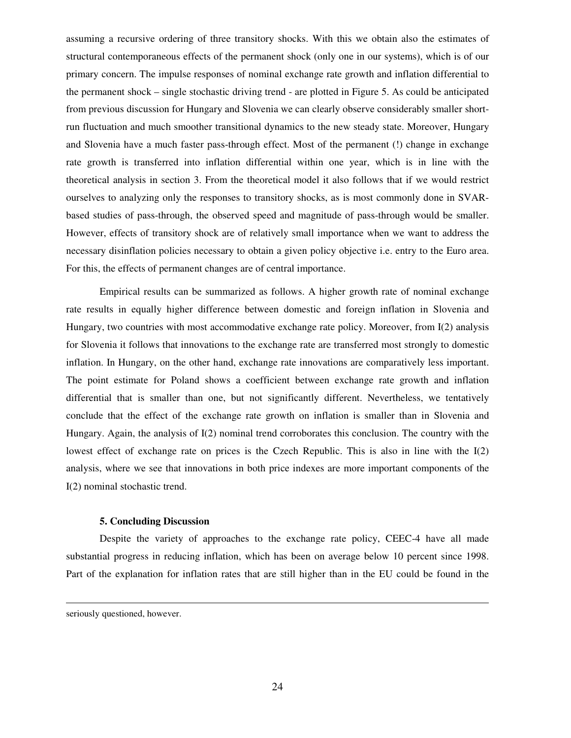assuming a recursive ordering of three transitory shocks. With this we obtain also the estimates of structural contemporaneous effects of the permanent shock (only one in our systems), which is of our primary concern. The impulse responses of nominal exchange rate growth and inflation differential to the permanent shock – single stochastic driving trend - are plotted in Figure 5. As could be anticipated from previous discussion for Hungary and Slovenia we can clearly observe considerably smaller short-run fluctuation and much smoother transitional dynamics to the new steady state. Moreover, Hungary and Slovenia have a much faster pass-through effect. Most of the permanent (!) change in exchange rate growth is transferred into inflation differential within one year, which is in line with the theoretical analysis in section 3. From the theoretical model it also follows that if we would restrict ourselves to analyzing only the responses to transitory shocks, as is most commonly done in SVAR-based studies of pass-through, the observed speed and magnitude of pass-through would be smaller. However, effects of transitory shock are of relatively small importance when we want to address the necessary disinflation policies necessary to obtain a given policy objective i.e. entry to the Euro area. For this, the effects of permanent changes are of central importance.

Empirical results can be summarized as follows. A higher growth rate of nominal exchange rate results in equally higher difference between domestic and foreign inflation in Slovenia and Hungary, two countries with most accommodative exchange rate policy. Moreover, from I(2) analysis for Slovenia it follows that innovations to the exchange rate are transferred most strongly to domestic inflation. In Hungary, on the other hand, exchange rate innovations are comparatively less important. The point estimate for Poland shows a coefficient between exchange rate growth and inflation differential that is smaller than one, but not significantly different. Nevertheless, we tentatively conclude that the effect of the exchange rate growth on inflation is smaller than in Slovenia and Hungary. Again, the analysis of I(2) nominal trend corroborates this conclusion. The country with the lowest effect of exchange rate on prices is the Czech Republic. This is also in line with the I(2) analysis, where we see that innovations in both price indexes are more important components of the I(2) nominal stochastic trend.

### 5. Concluding Discussion

Despite the variety of approaches to the exchange rate policy, CEEC-4 have all made substantial progress in reducing inflation, which has been on average below 10 percent since 1998. Part of the explanation for inflation rates that are still higher than in the EU could be found in the

---

seriously questioned, however.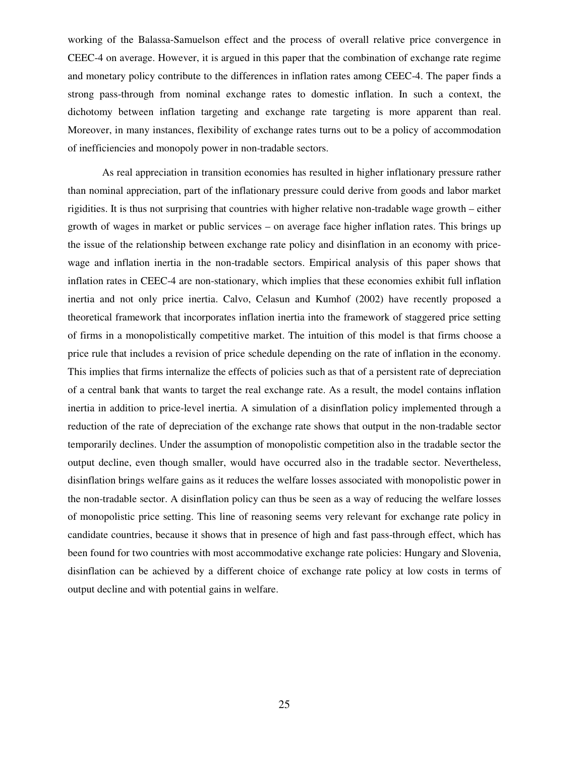working of the Balassa-Samuelson effect and the process of overall relative price convergence in CEEC-4 on average. However, it is argued in this paper that the combination of exchange rate regime and monetary policy contribute to the differences in inflation rates among CEEC-4. The paper finds a strong pass-through from nominal exchange rates to domestic inflation. In such a context, the dichotomy between inflation targeting and exchange rate targeting is more apparent than real. Moreover, in many instances, flexibility of exchange rates turns out to be a policy of accommodation of inefficiencies and monopoly power in non-tradable sectors.

As real appreciation in transition economies has resulted in higher inflationary pressure rather than nominal appreciation, part of the inflationary pressure could derive from goods and labor market rigidities. It is thus not surprising that countries with higher relative non-tradable wage growth – either growth of wages in market or public services – on average face higher inflation rates. This brings up the issue of the relationship between exchange rate policy and disinflation in an economy with price-wage and inflation inertia in the non-tradable sectors. Empirical analysis of this paper shows that inflation rates in CEEC-4 are non-stationary, which implies that these economies exhibit full inflation inertia and not only price inertia. Calvo, Celasun and Kumhof (2002) have recently proposed a theoretical framework that incorporates inflation inertia into the framework of staggered price setting of firms in a monopolistically competitive market. The intuition of this model is that firms choose a price rule that includes a revision of price schedule depending on the rate of inflation in the economy. This implies that firms internalize the effects of policies such as that of a persistent rate of depreciation of a central bank that wants to target the real exchange rate. As a result, the model contains inflation inertia in addition to price-level inertia. A simulation of a disinflation policy implemented through a reduction of the rate of depreciation of the exchange rate shows that output in the non-tradable sector temporarily declines. Under the assumption of monopolistic competition also in the tradable sector the output decline, even though smaller, would have occurred also in the tradable sector. Nevertheless, disinflation brings welfare gains as it reduces the welfare losses associated with monopolistic power in the non-tradable sector. A disinflation policy can thus be seen as a way of reducing the welfare losses of monopolistic price setting. This line of reasoning seems very relevant for exchange rate policy in candidate countries, because it shows that in presence of high and fast pass-through effect, which has been found for two countries with most accommodative exchange rate policies: Hungary and Slovenia, disinflation can be achieved by a different choice of exchange rate policy at low costs in terms of output decline and with potential gains in welfare.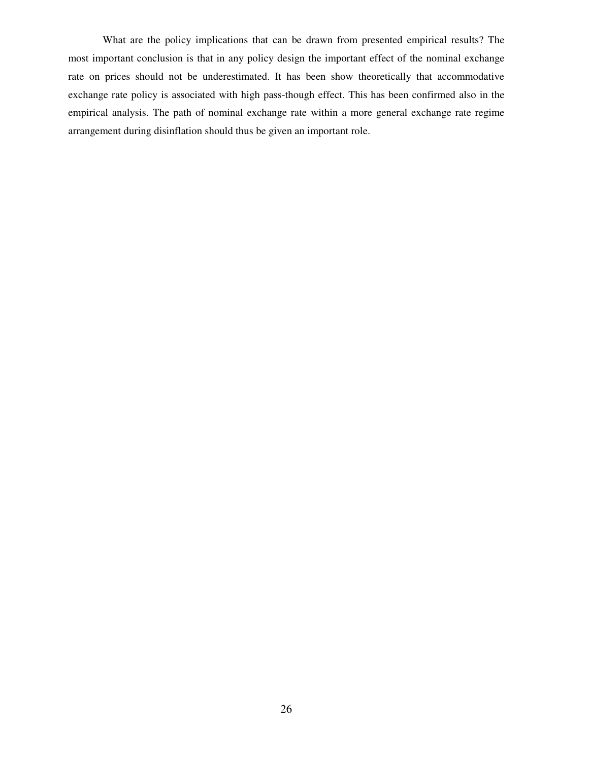What are the policy implications that can be drawn from presented empirical results? The most important conclusion is that in any policy design the important effect of the nominal exchange rate on prices should not be underestimated. It has been show theoretically that accommodative exchange rate policy is associated with high pass-though effect. This has been confirmed also in the empirical analysis. The path of nominal exchange rate within a more general exchange rate regime arrangement during disinflation should thus be given an important role.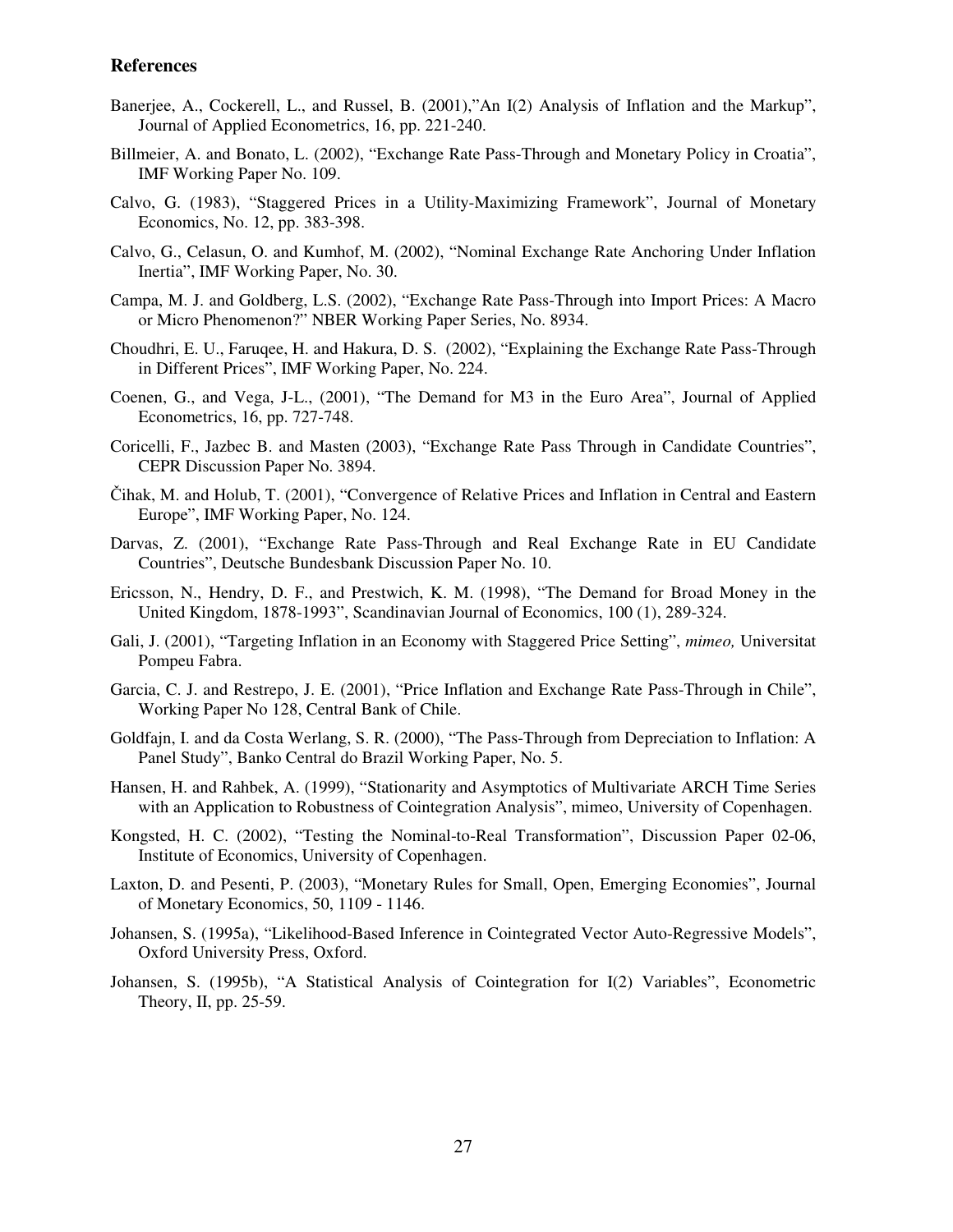# References

Banerjee, A., Cockerell, L., and Russel, B. (2001),"An I(2) Analysis of Inflation and the Markup", Journal of Applied Econometrics, 16, pp. 221-240.

Billmeier, A. and Bonato, L. (2002), "Exchange Rate Pass-Through and Monetary Policy in Croatia", IMF Working Paper No. 109.

Calvo, G. (1983), "Staggered Prices in a Utility-Maximizing Framework", Journal of Monetary Economics, No. 12, pp. 383-398.

Calvo, G., Celasun, O. and Kumhof, M. (2002), "Nominal Exchange Rate Anchoring Under Inflation Inertia", IMF Working Paper, No. 30.

Campa, M. J. and Goldberg, L.S. (2002), "Exchange Rate Pass-Through into Import Prices: A Macro or Micro Phenomenon?" NBER Working Paper Series, No. 8934.

Choudhri, E. U., Faruqee, H. and Hakura, D. S. (2002), "Explaining the Exchange Rate Pass-Through in Different Prices", IMF Working Paper, No. 224.

Coenen, G., and Vega, J-L., (2001), "The Demand for M3 in the Euro Area", Journal of Applied Econometrics, 16, pp. 727-748.

Coricelli, F., Jazbec B. and Masten (2003), "Exchange Rate Pass Through in Candidate Countries", CEPR Discussion Paper No. 3894.

Čihak, M. and Holub, T. (2001), "Convergence of Relative Prices and Inflation in Central and Eastern Europe", IMF Working Paper, No. 124.

Darvas, Z. (2001), "Exchange Rate Pass-Through and Real Exchange Rate in EU Candidate Countries", Deutsche Bundesbank Discussion Paper No. 10.

Ericsson, N., Hendry, D. F., and Prestwich, K. M. (1998), "The Demand for Broad Money in the United Kingdom, 1878-1993", Scandinavian Journal of Economics, 100 (1), 289-324.

Gali, J. (2001), "Targeting Inflation in an Economy with Staggered Price Setting", *mimeo,* Universitat Pompeu Fabra.

Garcia, C. J. and Restrepo, J. E. (2001), "Price Inflation and Exchange Rate Pass-Through in Chile", Working Paper No 128, Central Bank of Chile.

Goldfajn, I. and da Costa Werlang, S. R. (2000), "The Pass-Through from Depreciation to Inflation: A Panel Study", Banko Central do Brazil Working Paper, No. 5.

Hansen, H. and Rahbek, A. (1999), "Stationarity and Asymptotics of Multivariate ARCH Time Series with an Application to Robustness of Cointegration Analysis", mimeo, University of Copenhagen.

Kongsted, H. C. (2002), "Testing the Nominal-to-Real Transformation", Discussion Paper 02-06, Institute of Economics, University of Copenhagen.

Laxton, D. and Pesenti, P. (2003), "Monetary Rules for Small, Open, Emerging Economies", Journal of Monetary Economics, 50, 1109 - 1146.

Johansen, S. (1995a), "Likelihood-Based Inference in Cointegrated Vector Auto-Regressive Models", Oxford University Press, Oxford.

Johansen, S. (1995b), "A Statistical Analysis of Cointegration for I(2) Variables", Econometric Theory, II, pp. 25-59.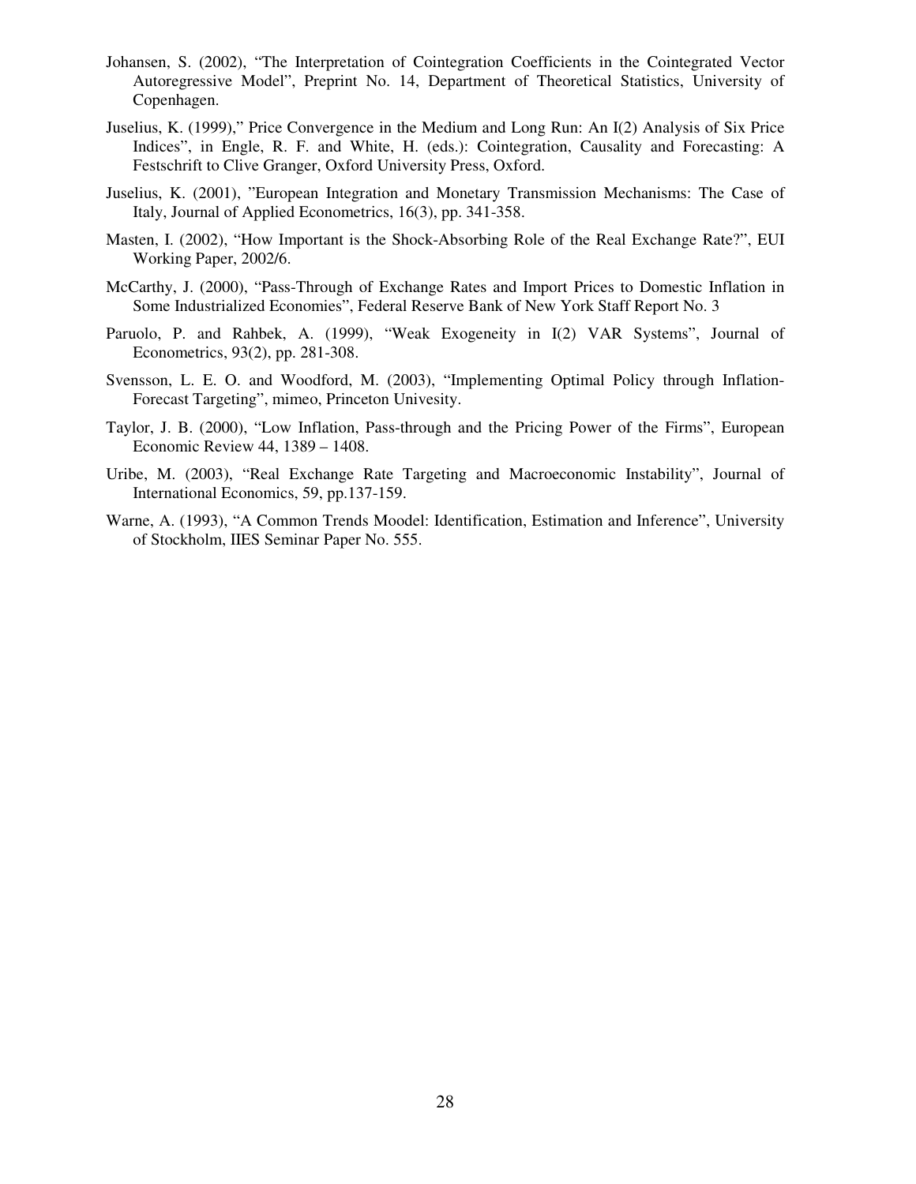Johansen, S. (2002), "The Interpretation of Cointegration Coefficients in the Cointegrated Vector Autoregressive Model", Preprint No. 14, Department of Theoretical Statistics, University of Copenhagen.

Juselius, K. (1999)," Price Convergence in the Medium and Long Run: An I(2) Analysis of Six Price Indices", in Engle, R. F. and White, H. (eds.): Cointegration, Causality and Forecasting: A Festschrift to Clive Granger, Oxford University Press, Oxford.

Juselius, K. (2001), "European Integration and Monetary Transmission Mechanisms: The Case of Italy, Journal of Applied Econometrics, 16(3), pp. 341-358.

Masten, I. (2002), "How Important is the Shock-Absorbing Role of the Real Exchange Rate?", EUI Working Paper, 2002/6.

McCarthy, J. (2000), "Pass-Through of Exchange Rates and Import Prices to Domestic Inflation in Some Industrialized Economies", Federal Reserve Bank of New York Staff Report No. 3

Paruolo, P. and Rahbek, A. (1999), "Weak Exogeneity in I(2) VAR Systems", Journal of Econometrics, 93(2), pp. 281-308.

Svensson, L. E. O. and Woodford, M. (2003), "Implementing Optimal Policy through Inflation-Forecast Targeting", mimeo, Princeton Univesity.

Taylor, J. B. (2000), "Low Inflation, Pass-through and the Pricing Power of the Firms", European Economic Review 44, 1389 – 1408.

Uribe, M. (2003), "Real Exchange Rate Targeting and Macroeconomic Instability", Journal of International Economics, 59, pp.137-159.

Warne, A. (1993), "A Common Trends Moodel: Identification, Estimation and Inference", University of Stockholm, IIES Seminar Paper No. 555.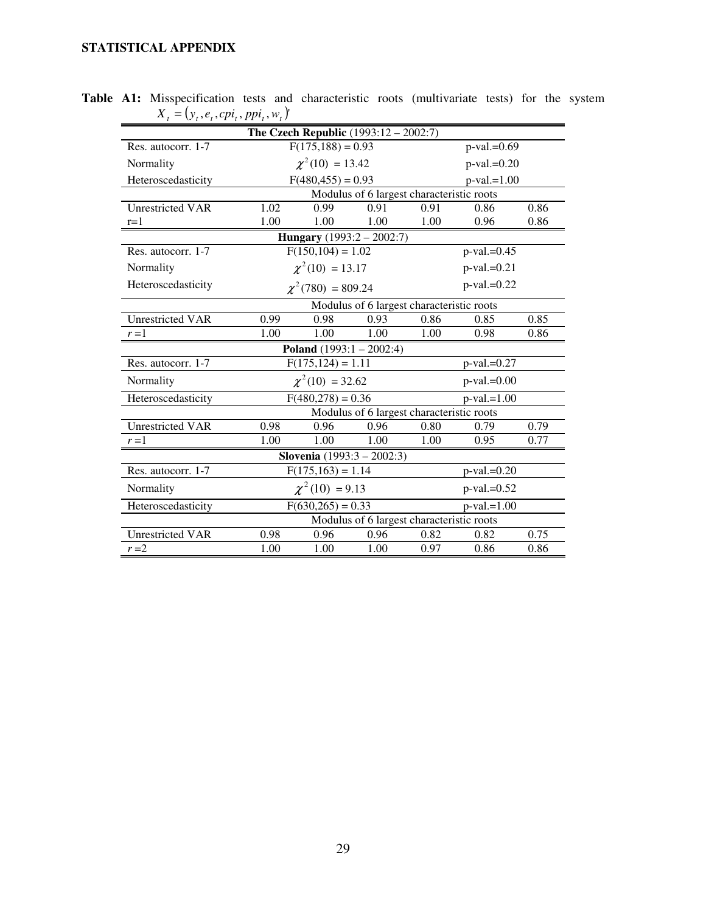**STATISTICAL APPENDIX**

**Table A1:** Misspecification tests and characteristic roots (multivariate tests) for the system $X_t = (y_t, e_t, cpi_t, ppi_t, w_t)'$

| | | | | | | |
|---|---|---|---|---|---|---|
| **The Czech Republic** (1993:12 – 2002:7) | | | | | | |
| Res. autocorr. 1-7 | $F(175,188) = 0.93$ | | | | p-val.=0.69 | |
| Normality | $\chi^2(10) = 13.42$ | | | | p-val.=0.20 | |
| Heteroscedasticity | $F(480,455) = 0.93$ | | | | p-val.=1.00 | |
| | Modulus of 6 largest characteristic roots | | | | | |
| Unrestricted VAR | 1.02 | 0.99 | 0.91 | 0.91 | 0.86 | 0.86 |
| r=1 | 1.00 | 1.00 | 1.00 | 1.00 | 0.96 | 0.86 |
| **Hungary** (1993:2 – 2002:7) | | | | | | |
| Res. autocorr. 1-7 | $F(150,104) = 1.02$ | | | | p-val.=0.45 | |
| Normality | $\chi^2(10) = 13.17$ | | | | p-val.=0.21 | |
| Heteroscedasticity | $\chi^2(780) = 809.24$ | | | | p-val.=0.22 | |
| | Modulus of 6 largest characteristic roots | | | | | |
| Unrestricted VAR | 0.99 | 0.98 | 0.93 | 0.86 | 0.85 | 0.85 |
| $r$ =1 | 1.00 | 1.00 | 1.00 | 1.00 | 0.98 | 0.86 |
| **Poland** (1993:1 – 2002:4) | | | | | | |
| Res. autocorr. 1-7 | $F(175,124) = 1.11$ | | | | p-val.=0.27 | |
| Normality | $\chi^2(10) = 32.62$ | | | | p-val.=0.00 | |
| Heteroscedasticity | $F(480,278) = 0.36$ | | | | p-val.=1.00 | |
| | Modulus of 6 largest characteristic roots | | | | | |
| Unrestricted VAR | 0.98 | 0.96 | 0.96 | 0.80 | 0.79 | 0.79 |
| $r$ =1 | 1.00 | 1.00 | 1.00 | 1.00 | 0.95 | 0.77 |
| **Slovenia** (1993:3 – 2002:3) | | | | | | |
| Res. autocorr. 1-7 | $F(175,163) = 1.14$ | | | | p-val.=0.20 | |
| Normality | $\chi^2(10) = 9.13$ | | | | p-val.=0.52 | |
| Heteroscedasticity | $F(630,265) = 0.33$ | | | | p-val.=1.00 | |
| | Modulus of 6 largest characteristic roots | | | | | |
| Unrestricted VAR | 0.98 | 0.96 | 0.96 | 0.82 | 0.82 | 0.75 |
| $r$ =2 | 1.00 | 1.00 | 1.00 | 0.97 | 0.86 | 0.86 |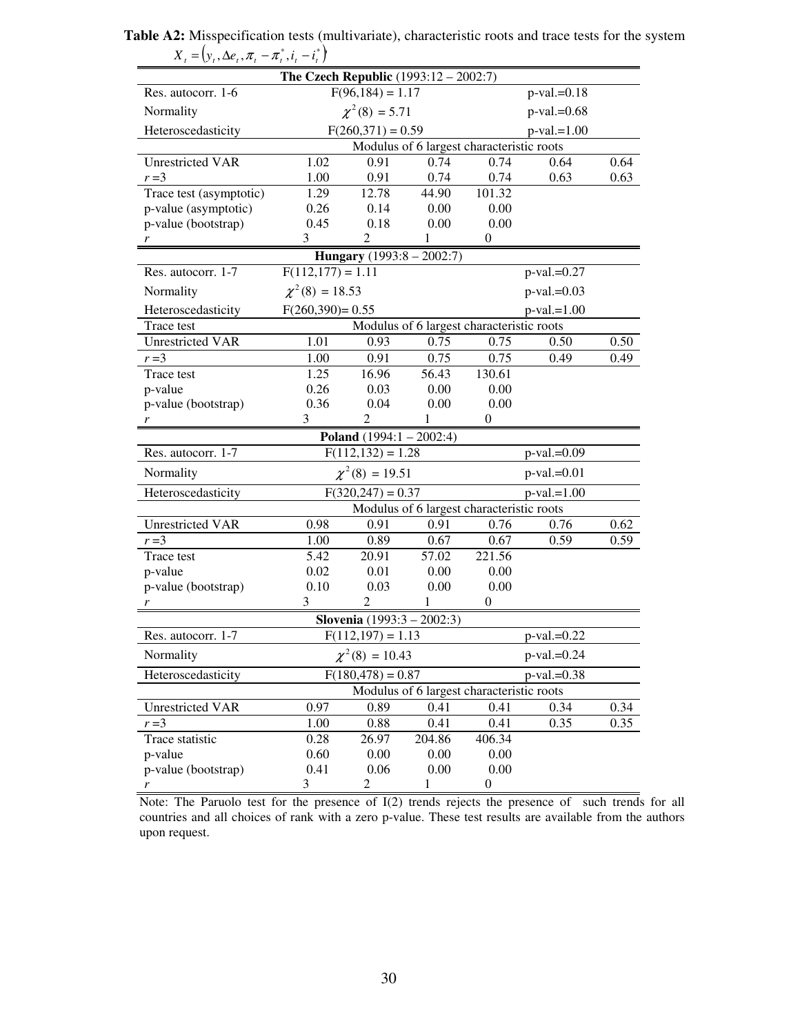**Table A2:** Misspecification tests (multivariate), characteristic roots and trace tests for the system $X_t = (y_t, \Delta e_t, \pi_t - \pi_t^*, i_t - i_t^*)'$

| | | | | | | |
|---|---|---|---|---|---|---|
| **The Czech Republic** (1993:12 – 2002:7) | | | | | | |
| Res. autocorr. 1-6 | $F(96,184) = 1.17$ | | | | p-val.=0.18 | |
| Normality | $\chi^2(8) = 5.71$ | | | | p-val.=0.68 | |
| Heteroscedasticity | $F(260,371) = 0.59$ | | | | p-val.=1.00 | |
| | Modulus of 6 largest characteristic roots | | | | | |
| Unrestricted VAR | 1.02 | 0.91 | 0.74 | 0.74 | 0.64 | 0.64 |
| $r=3$ | 1.00 | 0.91 | 0.74 | 0.74 | 0.63 | 0.63 |
| Trace test (asymptotic) | 1.29 | 12.78 | 44.90 | 101.32 | | |
| p-value (asymptotic) | 0.26 | 0.14 | 0.00 | 0.00 | | |
| p-value (bootstrap) | 0.45 | 0.18 | 0.00 | 0.00 | | |
| $r$ | 3 | 2 | 1 | 0 | | |
| **Hungary** (1993:8 – 2002:7) | | | | | | |
| Res. autocorr. 1-7 | $F(112,177) = 1.11$ | | | | p-val.=0.27 | |
| Normality | $\chi^2(8) = 18.53$ | | | | p-val.=0.03 | |
| Heteroscedasticity | $F(260,390) = 0.55$ | | | | p-val.=1.00 | |
| Trace test | Modulus of 6 largest characteristic roots | | | | | |
| Unrestricted VAR | 1.01 | 0.93 | 0.75 | 0.75 | 0.50 | 0.50 |
| $r=3$ | 1.00 | 0.91 | 0.75 | 0.75 | 0.49 | 0.49 |
| Trace test | 1.25 | 16.96 | 56.43 | 130.61 | | |
| p-value | 0.26 | 0.03 | 0.00 | 0.00 | | |
| p-value (bootstrap) | 0.36 | 0.04 | 0.00 | 0.00 | | |
| $r$ | 3 | 2 | 1 | 0 | | |
| **Poland** (1994:1 – 2002:4) | | | | | | |
| Res. autocorr. 1-7 | $F(112,132) = 1.28$ | | | | p-val.=0.09 | |
| Normality | $\chi^2(8) = 19.51$ | | | | p-val.=0.01 | |
| Heteroscedasticity | $F(320,247) = 0.37$ | | | | p-val.=1.00 | |
| | Modulus of 6 largest characteristic roots | | | | | |
| Unrestricted VAR | 0.98 | 0.91 | 0.91 | 0.76 | 0.76 | 0.62 |
| $r=3$ | 1.00 | 0.89 | 0.67 | 0.67 | 0.59 | 0.59 |
| Trace test | 5.42 | 20.91 | 57.02 | 221.56 | | |
| p-value | 0.02 | 0.01 | 0.00 | 0.00 | | |
| p-value (bootstrap) | 0.10 | 0.03 | 0.00 | 0.00 | | |
| $r$ | 3 | 2 | 1 | 0 | | |
| **Slovenia** (1993:3 – 2002:3) | | | | | | |
| Res. autocorr. 1-7 | $F(112,197) = 1.13$ | | | | p-val.=0.22 | |
| Normality | $\chi^2(8) = 10.43$ | | | | p-val.=0.24 | |
| Heteroscedasticity | $F(180,478) = 0.87$ | | | | p-val.=0.38 | |
| | Modulus of 6 largest characteristic roots | | | | | |
| Unrestricted VAR | 0.97 | 0.89 | 0.41 | 0.41 | 0.34 | 0.34 |
| $r=3$ | 1.00 | 0.88 | 0.41 | 0.41 | 0.35 | 0.35 |
| Trace statistic | 0.28 | 26.97 | 204.86 | 406.34 | | |
| p-value | 0.60 | 0.00 | 0.00 | 0.00 | | |
| p-value (bootstrap) | 0.41 | 0.06 | 0.00 | 0.00 | | |
| $r$ | 3 | 2 | 1 | 0 | | |

Note: The Paruolo test for the presence of I(2) trends rejects the presence of such trends for all countries and all choices of rank with a zero p-value. These test results are available from the authors upon request.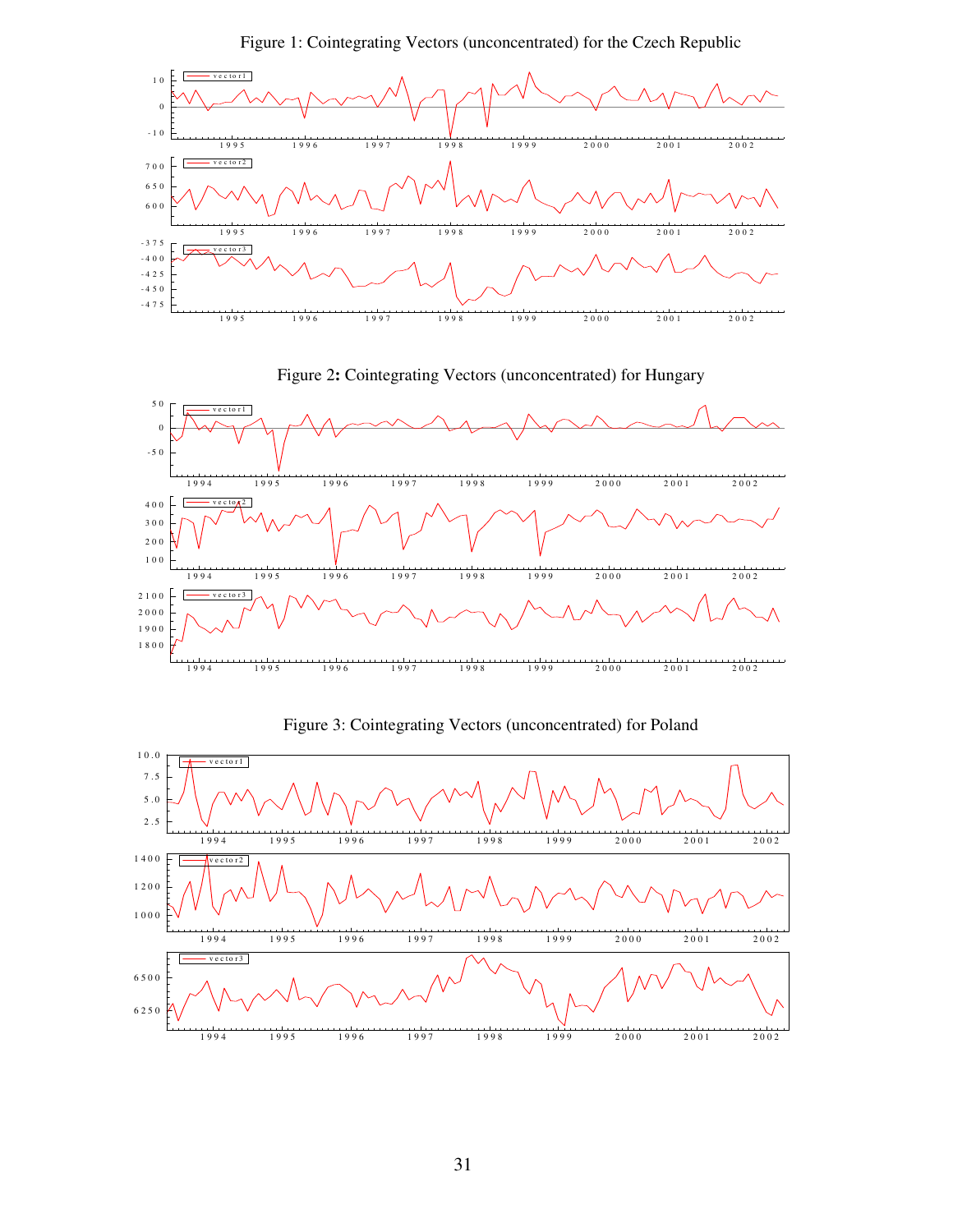Figure 1: Cointegrating Vectors (unconcentrated) for the Czech Republic

Figure 2**:** Cointegrating Vectors (unconcentrated) for Hungary

Figure 3: Cointegrating Vectors (unconcentrated) for Poland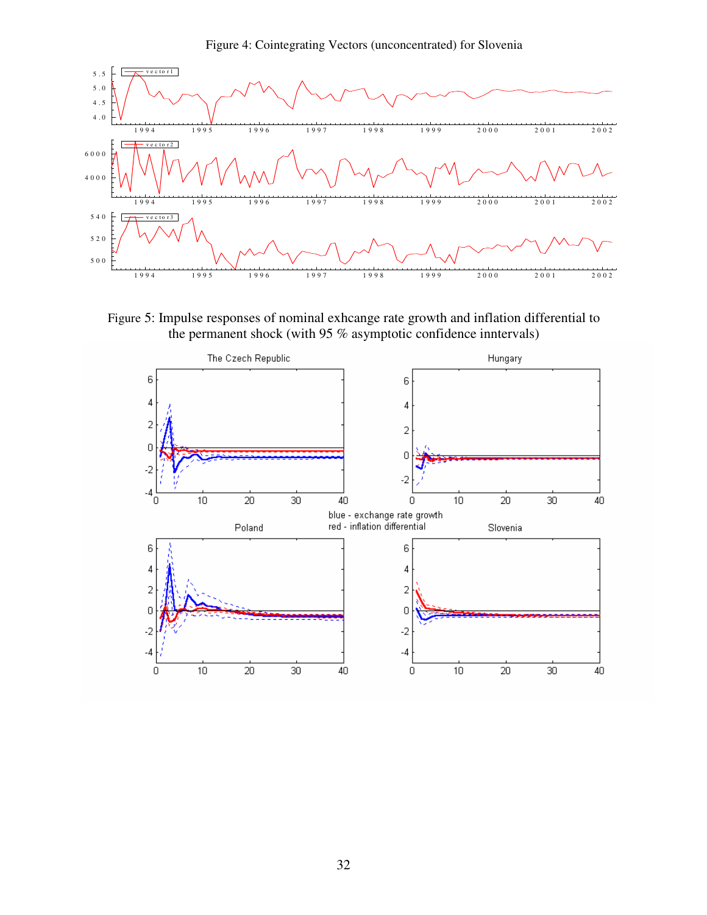Figure 4: Cointegrating Vectors (unconcentrated) for Slovenia

vector1

5.5
5.0
4.5
4.0

1994 1995 1996 1997 1998 1999 2000 2001 2002

vector2

6000
4000

1994 1995 1996 1997 1998 1999 2000 2001 2002

vector3

540
520
500

1994 1995 1996 1997 1998 1999 2000 2001 2002

Figure 5: Impulse responses of nominal exhcange rate growth and inflation differential to the permanent shock (with 95 % asymptotic confidence inntervals)

The Czech Republic

6
4
2
0
-2
-4

0 10 20 30 40

Hungary

6
4
2
0
-2

0 10 20 30 40

blue - exchange rate growth
red - inflation differential

Poland

6
4
2
0
-2
-4

0 10 20 30 40

Slovenia

6
4
2
0
-2
-4

0 10 20 30 40